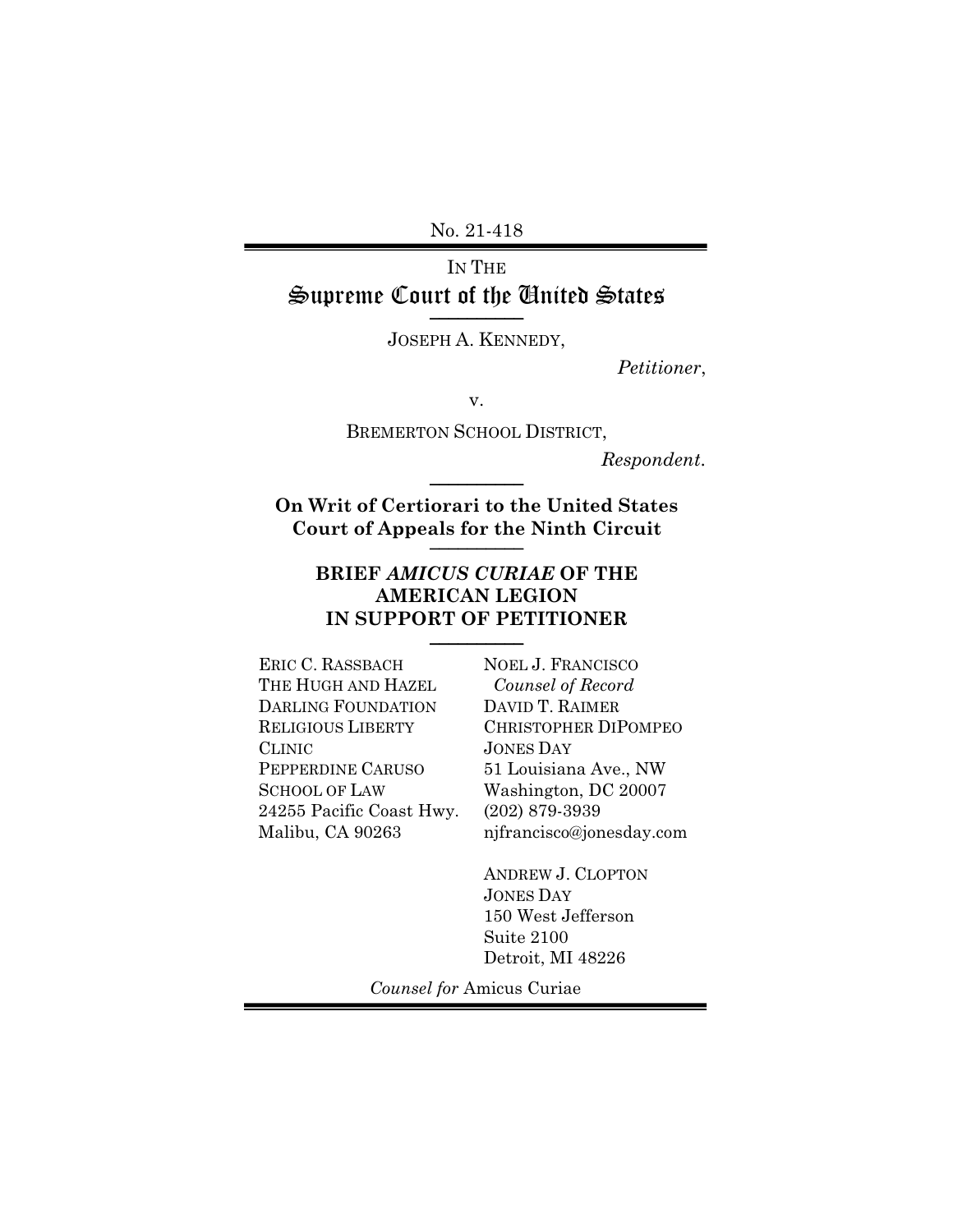No. 21-418

IN THE

# Supreme Court of the United States

JOSEPH A. KENNEDY,

*Petitioner*,

v.

BREMERTON SCHOOL DISTRICT,

*Respondent*.

**On Writ of Certiorari to the United States Court of Appeals for the Ninth Circuit**

**BRIEF *AMICUS CURIAE* OF THE AMERICAN LEGION IN SUPPORT OF PETITIONER**

ERIC C. RASSBACH
THE HUGH AND HAZEL DARLING FOUNDATION RELIGIOUS LIBERTY CLINIC
PEPPERDINE CARUSO SCHOOL OF LAW
24255 Pacific Coast Hwy.
Malibu, CA 90263

NOEL J. FRANCISCO
*Counsel of Record*
DAVID T. RAIMER
CHRISTOPHER DIPOMPEO
JONES DAY
51 Louisiana Ave., NW
Washington, DC 20007
(202) 879-3939
njfrancisco@jonesday.com

ANDREW J. CLOPTON
JONES DAY
150 West Jefferson
Suite 2100
Detroit, MI 48226

*Counsel for* Amicus Curiae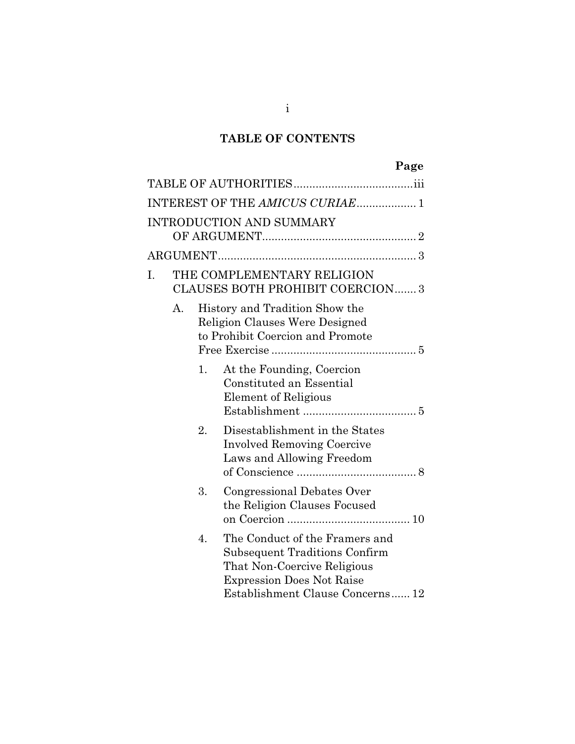# TABLE OF CONTENTS

| | Page |
|---|---|
| TABLE OF AUTHORITIES | iii |
| INTEREST OF THE *AMICUS CURIAE* | 1 |
| INTRODUCTION AND SUMMARY OF ARGUMENT | 2 |
| ARGUMENT | 3 |
| I. THE COMPLEMENTARY RELIGION CLAUSES BOTH PROHIBIT COERCION | 3 |
| A. History and Tradition Show the Religion Clauses Were Designed to Prohibit Coercion and Promote Free Exercise | 5 |
| 1. At the Founding, Coercion Constituted an Essential Element of Religious Establishment | 5 |
| 2. Disestablishment in the States Involved Removing Coercive Laws and Allowing Freedom of Conscience | 8 |
| 3. Congressional Debates Over the Religion Clauses Focused on Coercion | 10 |
| 4. The Conduct of the Framers and Subsequent Traditions Confirm That Non-Coercive Religious Expression Does Not Raise Establishment Clause Concerns | 12 |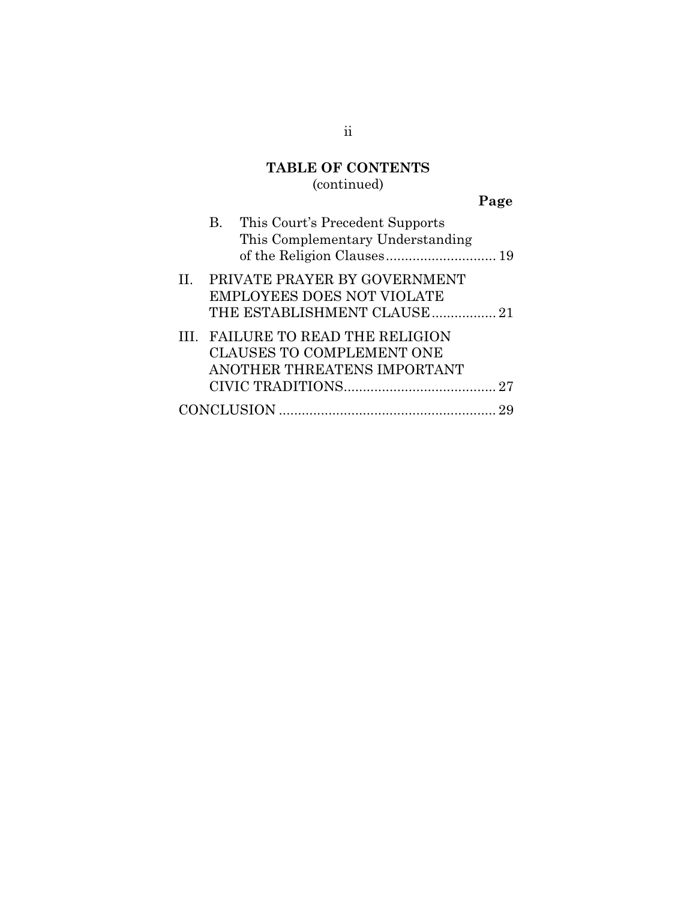## TABLE OF CONTENTS
(continued)

**Page**

B. This Court's Precedent Supports This Complementary Understanding of the Religion Clauses ............................ 19

II. PRIVATE PRAYER BY GOVERNMENT EMPLOYEES DOES NOT VIOLATE THE ESTABLISHMENT CLAUSE ................ 21

III. FAILURE TO READ THE RELIGION CLAUSES TO COMPLEMENT ONE ANOTHER THREATENS IMPORTANT CIVIC TRADITIONS ....................................... 27

CONCLUSION ........................................................ 29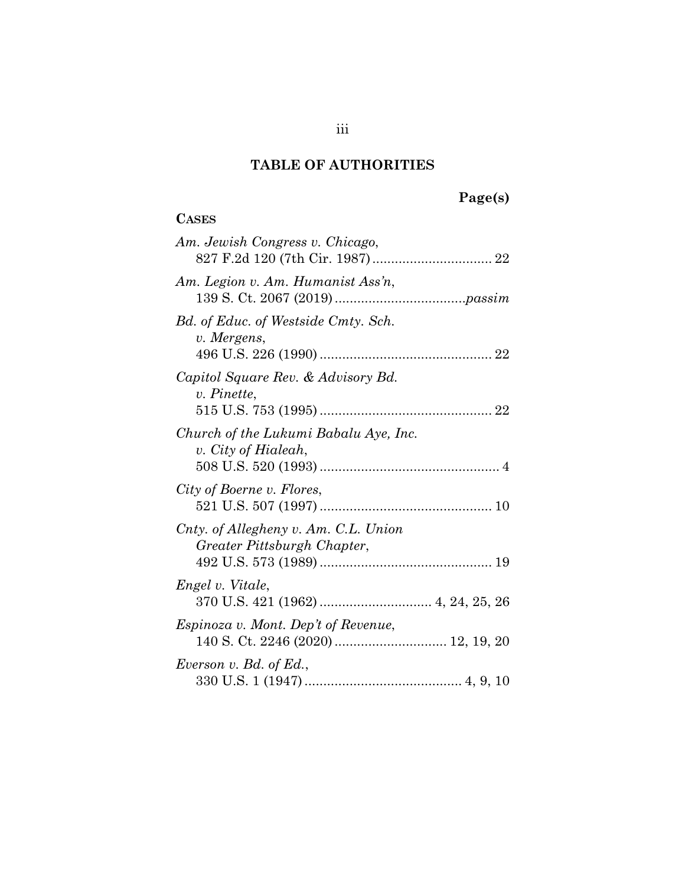# TABLE OF AUTHORITIES

**Page(s)**

**CASES**

*Am. Jewish Congress v. Chicago*,
827 F.2d 120 (7th Cir. 1987) ................................ 22

*Am. Legion v. Am. Humanist Ass'n*,
139 S. Ct. 2067 (2019) ..................................*passim*

*Bd. of Educ. of Westside Cmty. Sch. v. Mergens*,
496 U.S. 226 (1990) .............................................. 22

*Capitol Square Rev. & Advisory Bd. v. Pinette*,
515 U.S. 753 (1995) .............................................. 22

*Church of the Lukumi Babalu Aye, Inc. v. City of Hialeah*,
508 U.S. 520 (1993) ................................................ 4

*City of Boerne v. Flores*,
521 U.S. 507 (1997) .............................................. 10

*Cnty. of Allegheny v. Am. C.L. Union Greater Pittsburgh Chapter*,
492 U.S. 573 (1989) .............................................. 19

*Engel v. Vitale*,
370 U.S. 421 (1962) .............................. 4, 24, 25, 26

*Espinoza v. Mont. Dep't of Revenue*,
140 S. Ct. 2246 (2020) ............................. 12, 19, 20

*Everson v. Bd. of Ed.*,
330 U.S. 1 (1947) .......................................... 4, 9, 10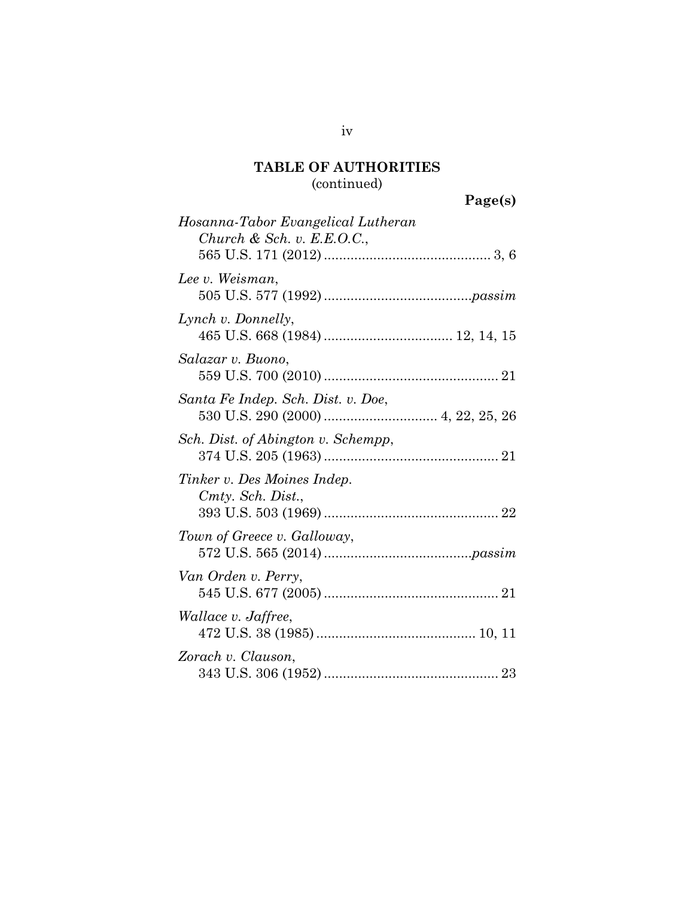## TABLE OF AUTHORITIES
(continued)

**Page(s)**

*Hosanna-Tabor Evangelical Lutheran Church & Sch. v. E.E.O.C.*,
565 U.S. 171 (2012) ............................................ 3, 6

*Lee v. Weisman*,
505 U.S. 577 (1992) .......................................*passim*

*Lynch v. Donnelly*,
465 U.S. 668 (1984) .................................. 12, 14, 15

*Salazar v. Buono*,
559 U.S. 700 (2010) .............................................. 21

*Santa Fe Indep. Sch. Dist. v. Doe*,
530 U.S. 290 (2000) .............................. 4, 22, 25, 26

*Sch. Dist. of Abington v. Schempp*,
374 U.S. 205 (1963) .............................................. 21

*Tinker v. Des Moines Indep. Cmty. Sch. Dist.*,
393 U.S. 503 (1969) .............................................. 22

*Town of Greece v. Galloway*,
572 U.S. 565 (2014) .......................................*passim*

*Van Orden v. Perry*,
545 U.S. 677 (2005) .............................................. 21

*Wallace v. Jaffree*,
472 U.S. 38 (1985) .......................................... 10, 11

*Zorach v. Clauson*,
343 U.S. 306 (1952) .............................................. 23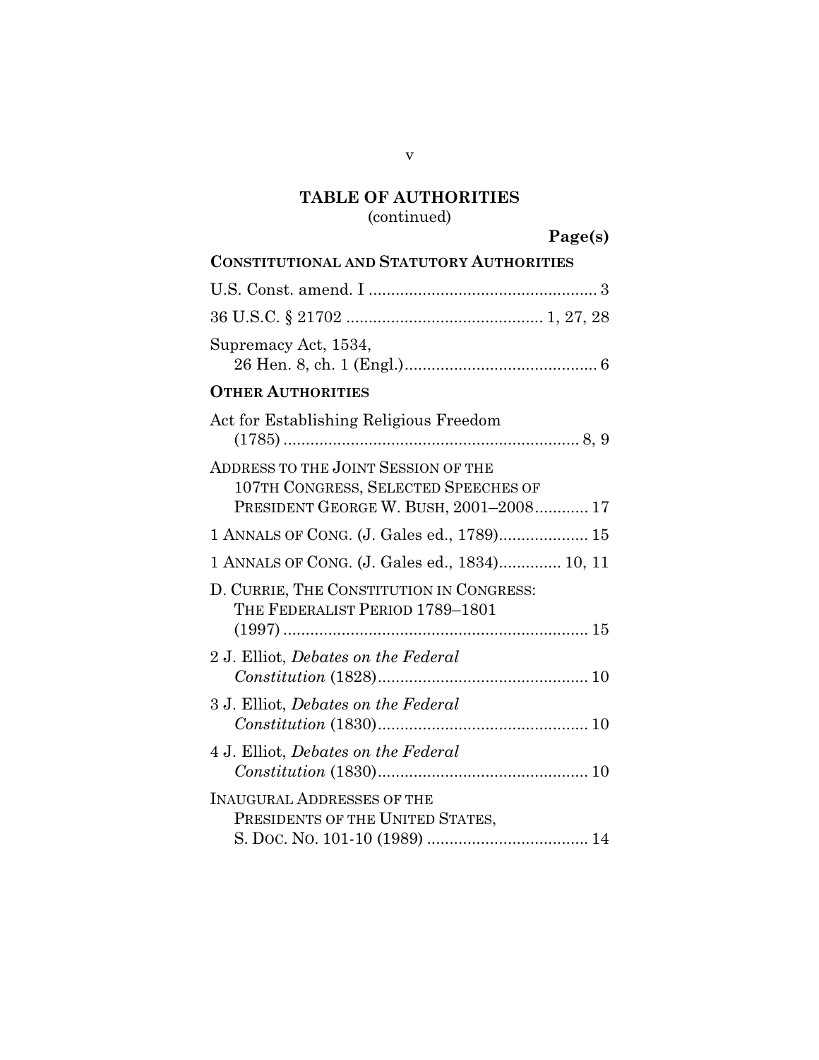## TABLE OF AUTHORITIES
(continued)

**Page(s)**

**CONSTITUTIONAL AND STATUTORY AUTHORITIES**

U.S. Const. amend. I .................................................. 3

36 U.S.C. § 21702 .......................................... 1, 27, 28

Supremacy Act, 1534, 26 Hen. 8, ch. 1 (Engl.).......................................... 6

**OTHER AUTHORITIES**

Act for Establishing Religious Freedom (1785) .................................................................. 8, 9

ADDRESS TO THE JOINT SESSION OF THE 107TH CONGRESS, SELECTED SPEECHES OF PRESIDENT GEORGE W. BUSH, 2001–2008............ 17

1 ANNALS OF CONG. (J. Gales ed., 1789).................... 15

1 ANNALS OF CONG. (J. Gales ed., 1834).............. 10, 11

D. CURRIE, THE CONSTITUTION IN CONGRESS: THE FEDERALIST PERIOD 1789–1801 (1997) .................................................................... 15

2 J. Elliot, *Debates on the Federal Constitution* (1828)............................................... 10

3 J. Elliot, *Debates on the Federal Constitution* (1830)............................................... 10

4 J. Elliot, *Debates on the Federal Constitution* (1830)............................................... 10

INAUGURAL ADDRESSES OF THE PRESIDENTS OF THE UNITED STATES, S. DOC. NO. 101-10 (1989) .................................... 14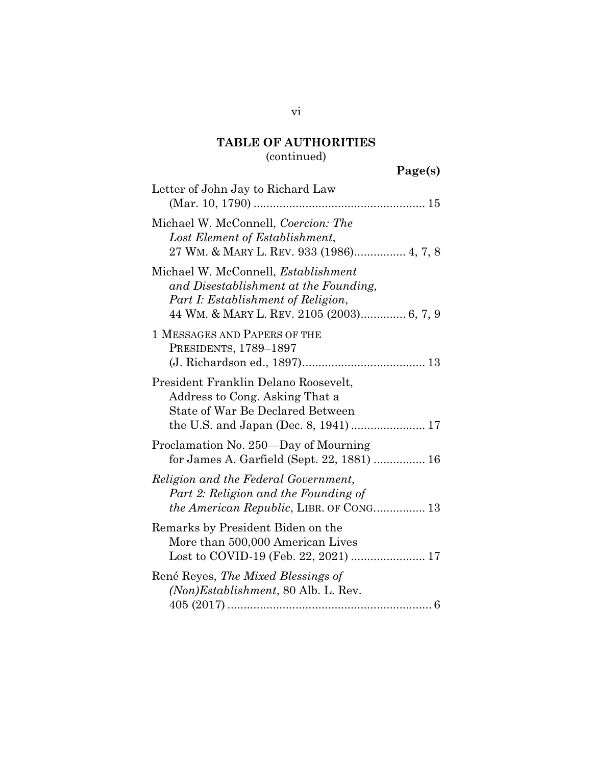## TABLE OF AUTHORITIES
(continued)

**Page(s)**

Letter of John Jay to Richard Law (Mar. 10, 1790) .................................................... 15

Michael W. McConnell, *Coercion: The Lost Element of Establishment*, 27 WM. & MARY L. REV. 933 (1986)................ 4, 7, 8

Michael W. McConnell, *Establishment and Disestablishment at the Founding, Part I: Establishment of Religion*, 44 WM. & MARY L. REV. 2105 (2003).............. 6, 7, 9

1 MESSAGES AND PAPERS OF THE PRESIDENTS, 1789–1897 (J. Richardson ed., 1897)...................................... 13

President Franklin Delano Roosevelt, Address to Cong. Asking That a State of War Be Declared Between the U.S. and Japan (Dec. 8, 1941) ....................... 17

Proclamation No. 250—Day of Mourning for James A. Garfield (Sept. 22, 1881) ................ 16

*Religion and the Federal Government, Part 2: Religion and the Founding of the American Republic*, LIBR. OF CONG................ 13

Remarks by President Biden on the More than 500,000 American Lives Lost to COVID-19 (Feb. 22, 2021) ....................... 17

René Reyes, *The Mixed Blessings of (Non)Establishment*, 80 Alb. L. Rev. 405 (2017) ............................................................... 6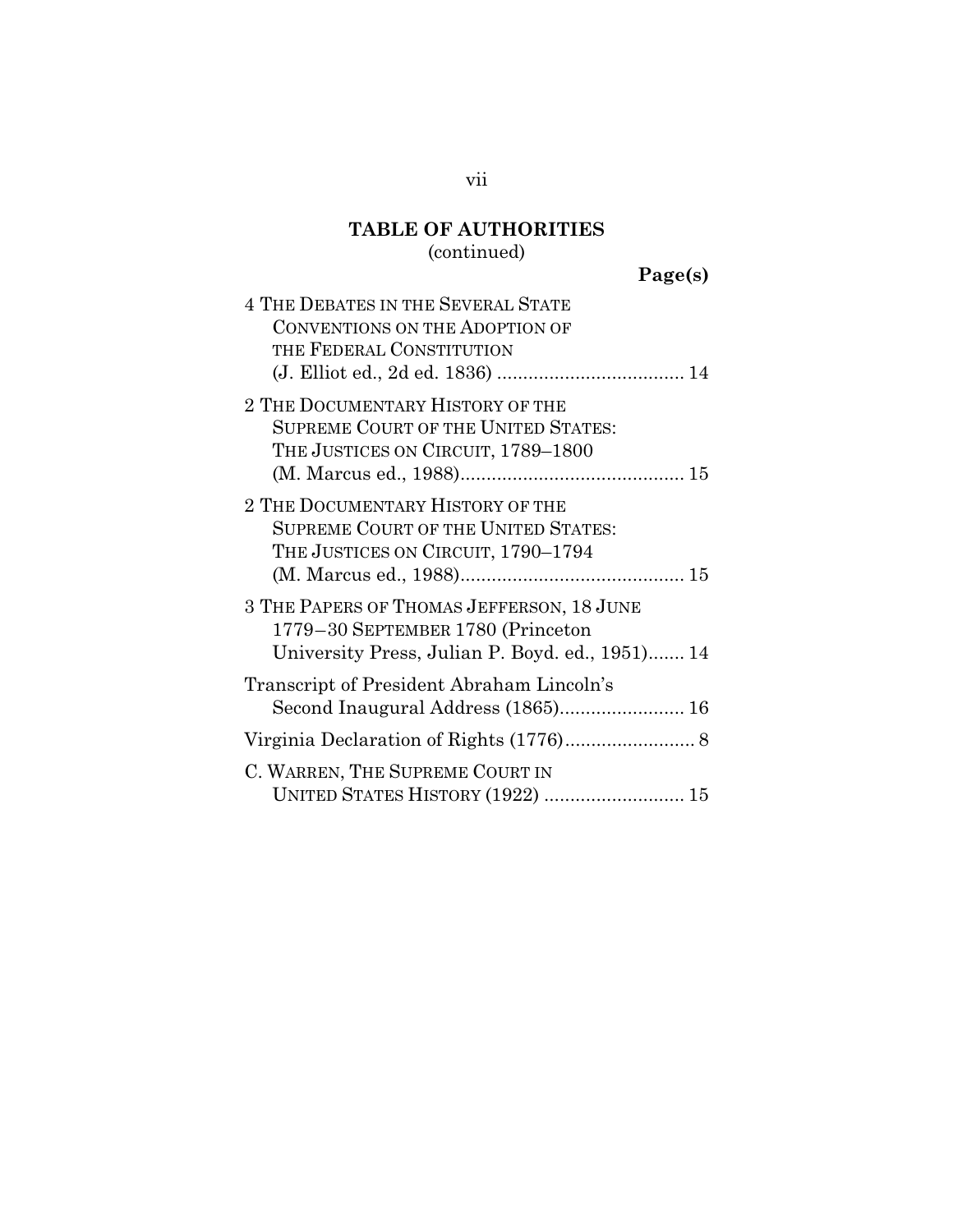**TABLE OF AUTHORITIES**
(continued)

**Page(s)**

4 THE DEBATES IN THE SEVERAL STATE CONVENTIONS ON THE ADOPTION OF THE FEDERAL CONSTITUTION (J. Elliot ed., 2d ed. 1836) .................................... 14

2 THE DOCUMENTARY HISTORY OF THE SUPREME COURT OF THE UNITED STATES: THE JUSTICES ON CIRCUIT, 1789–1800 (M. Marcus ed., 1988)........................................... 15

2 THE DOCUMENTARY HISTORY OF THE SUPREME COURT OF THE UNITED STATES: THE JUSTICES ON CIRCUIT, 1790–1794 (M. Marcus ed., 1988)........................................... 15

3 THE PAPERS OF THOMAS JEFFERSON, 18 JUNE 1779−30 SEPTEMBER 1780 (Princeton University Press, Julian P. Boyd. ed., 1951)....... 14

Transcript of President Abraham Lincoln's Second Inaugural Address (1865)........................ 16

Virginia Declaration of Rights (1776)......................... 8

C. WARREN, THE SUPREME COURT IN UNITED STATES HISTORY (1922) ........................... 15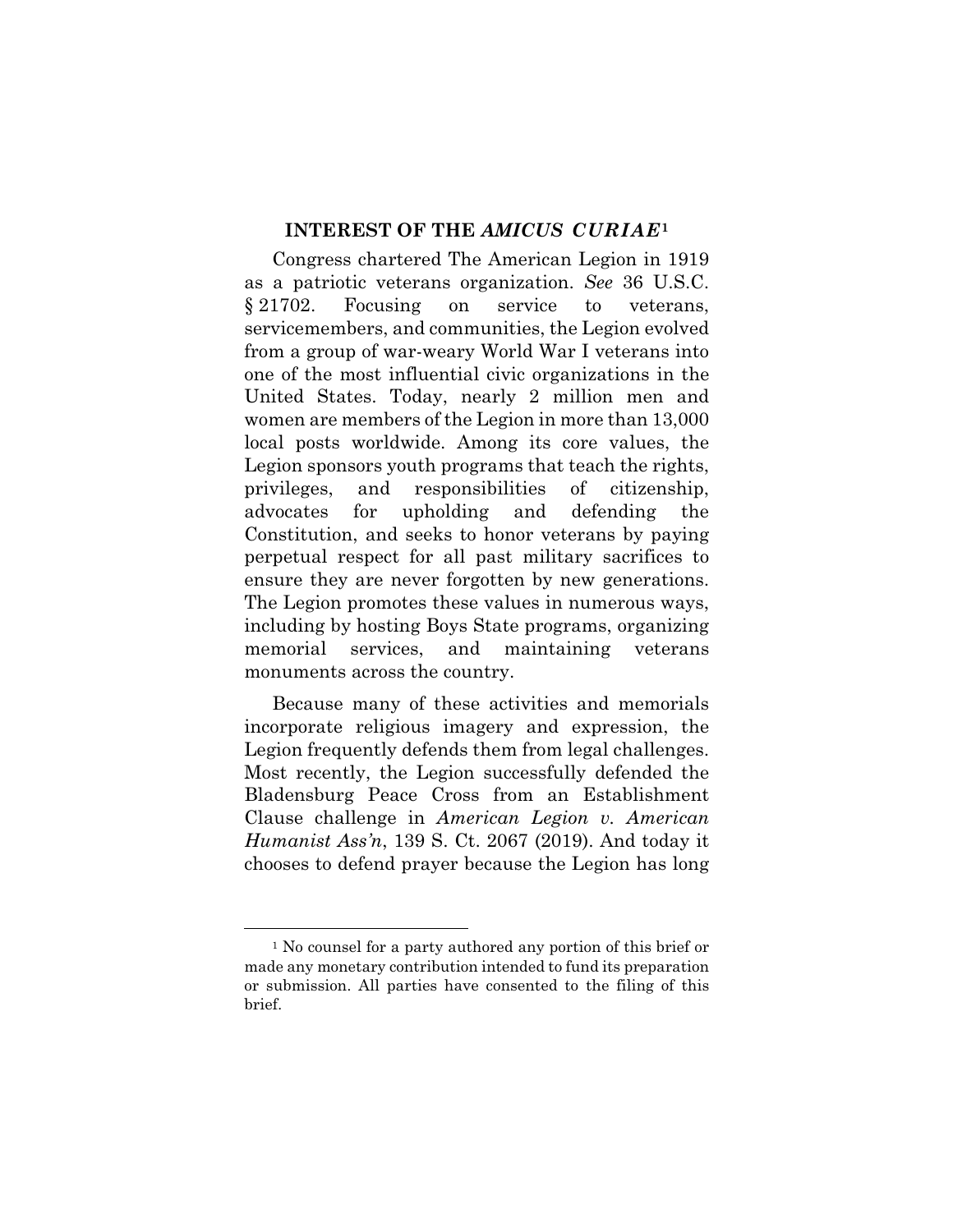## INTEREST OF THE *AMICUS CURIAE*[1]

Congress chartered The American Legion in 1919 as a patriotic veterans organization. *See* 36 U.S.C. § 21702. Focusing on service to veterans, servicemembers, and communities, the Legion evolved from a group of war-weary World War I veterans into one of the most influential civic organizations in the United States. Today, nearly 2 million men and women are members of the Legion in more than 13,000 local posts worldwide. Among its core values, the Legion sponsors youth programs that teach the rights, privileges, and responsibilities of citizenship, advocates for upholding and defending the Constitution, and seeks to honor veterans by paying perpetual respect for all past military sacrifices to ensure they are never forgotten by new generations. The Legion promotes these values in numerous ways, including by hosting Boys State programs, organizing memorial services, and maintaining veterans monuments across the country.

Because many of these activities and memorials incorporate religious imagery and expression, the Legion frequently defends them from legal challenges. Most recently, the Legion successfully defended the Bladensburg Peace Cross from an Establishment Clause challenge in *American Legion v. American Humanist Ass'n*, 139 S. Ct. 2067 (2019). And today it chooses to defend prayer because the Legion has long

[1] No counsel for a party authored any portion of this brief or made any monetary contribution intended to fund its preparation or submission. All parties have consented to the filing of this brief.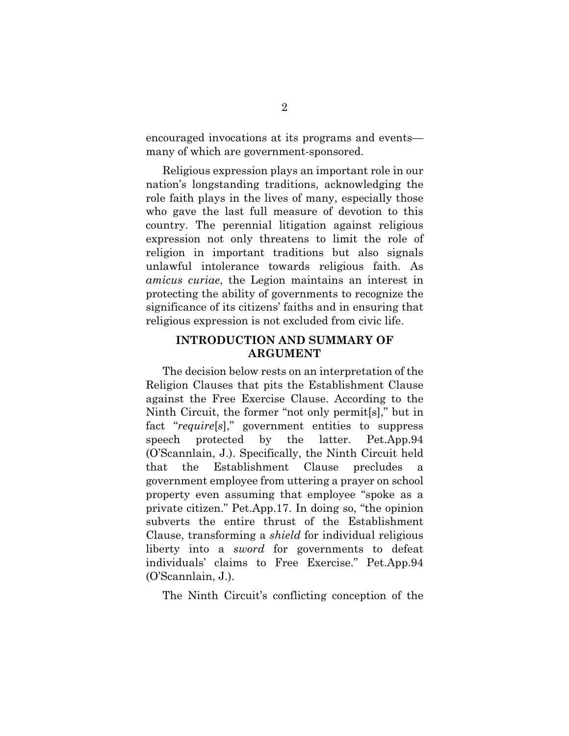encouraged invocations at its programs and events—many of which are government-sponsored.

Religious expression plays an important role in our nation's longstanding traditions, acknowledging the role faith plays in the lives of many, especially those who gave the last full measure of devotion to this country. The perennial litigation against religious expression not only threatens to limit the role of religion in important traditions but also signals unlawful intolerance towards religious faith. As *amicus curiae*, the Legion maintains an interest in protecting the ability of governments to recognize the significance of its citizens' faiths and in ensuring that religious expression is not excluded from civic life.

## INTRODUCTION AND SUMMARY OF ARGUMENT

The decision below rests on an interpretation of the Religion Clauses that pits the Establishment Clause against the Free Exercise Clause. According to the Ninth Circuit, the former "not only permit[s]," but in fact "*require*[*s*]," government entities to suppress speech protected by the latter. Pet.App.94 (O'Scannlain, J.). Specifically, the Ninth Circuit held that the Establishment Clause precludes a government employee from uttering a prayer on school property even assuming that employee "spoke as a private citizen." Pet.App.17. In doing so, "the opinion subverts the entire thrust of the Establishment Clause, transforming a *shield* for individual religious liberty into a *sword* for governments to defeat individuals' claims to Free Exercise." Pet.App.94 (O'Scannlain, J.).

The Ninth Circuit's conflicting conception of the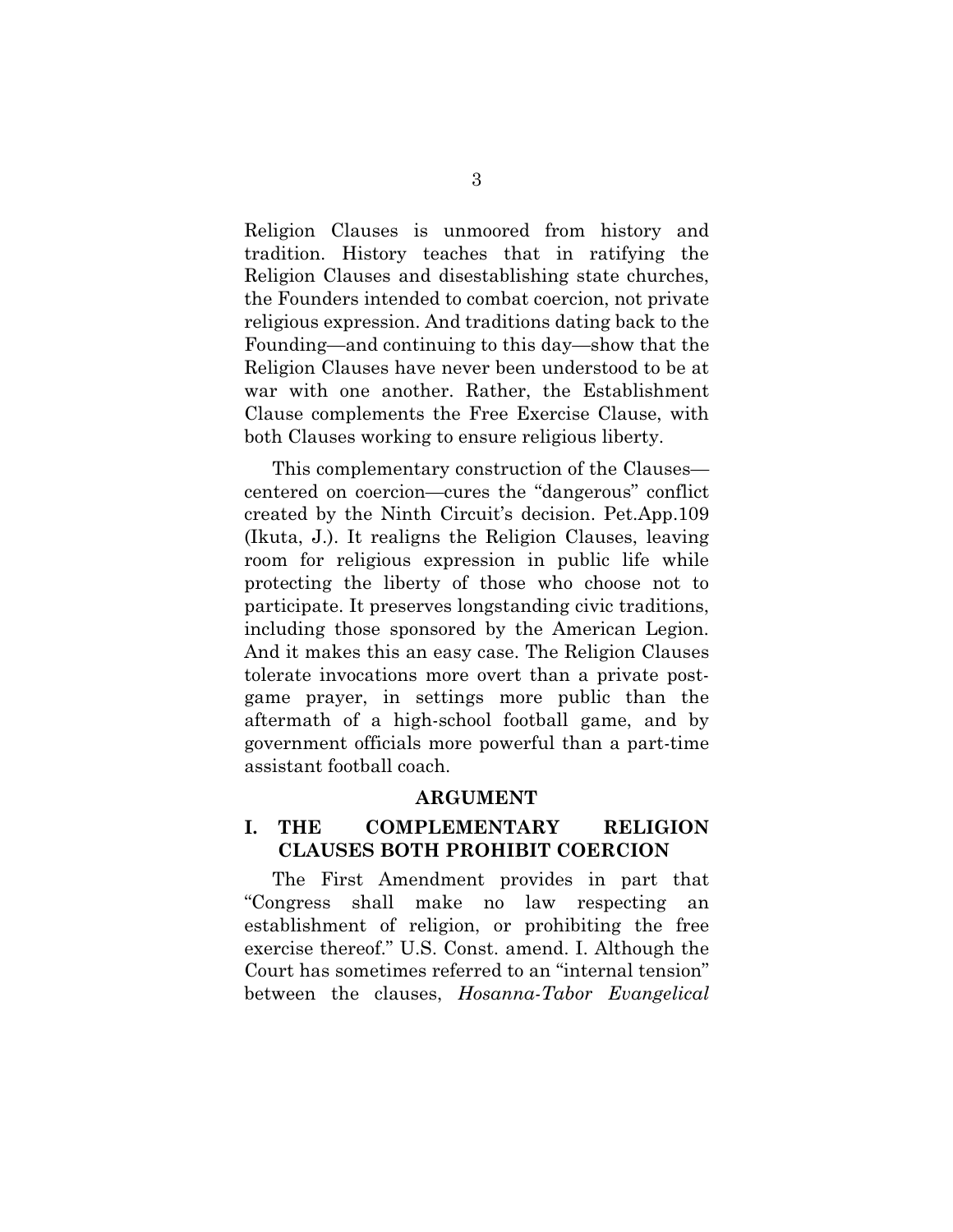Religion Clauses is unmoored from history and tradition. History teaches that in ratifying the Religion Clauses and disestablishing state churches, the Founders intended to combat coercion, not private religious expression. And traditions dating back to the Founding—and continuing to this day—show that the Religion Clauses have never been understood to be at war with one another. Rather, the Establishment Clause complements the Free Exercise Clause, with both Clauses working to ensure religious liberty.

This complementary construction of the Clauses—centered on coercion—cures the "dangerous" conflict created by the Ninth Circuit's decision. Pet.App.109 (Ikuta, J.). It realigns the Religion Clauses, leaving room for religious expression in public life while protecting the liberty of those who choose not to participate. It preserves longstanding civic traditions, including those sponsored by the American Legion. And it makes this an easy case. The Religion Clauses tolerate invocations more overt than a private post-game prayer, in settings more public than the aftermath of a high-school football game, and by government officials more powerful than a part-time assistant football coach.

## ARGUMENT

### I. THE COMPLEMENTARY RELIGION CLAUSES BOTH PROHIBIT COERCION

The First Amendment provides in part that "Congress shall make no law respecting an establishment of religion, or prohibiting the free exercise thereof." U.S. Const. amend. I. Although the Court has sometimes referred to an "internal tension" between the clauses, *Hosanna-Tabor Evangelical*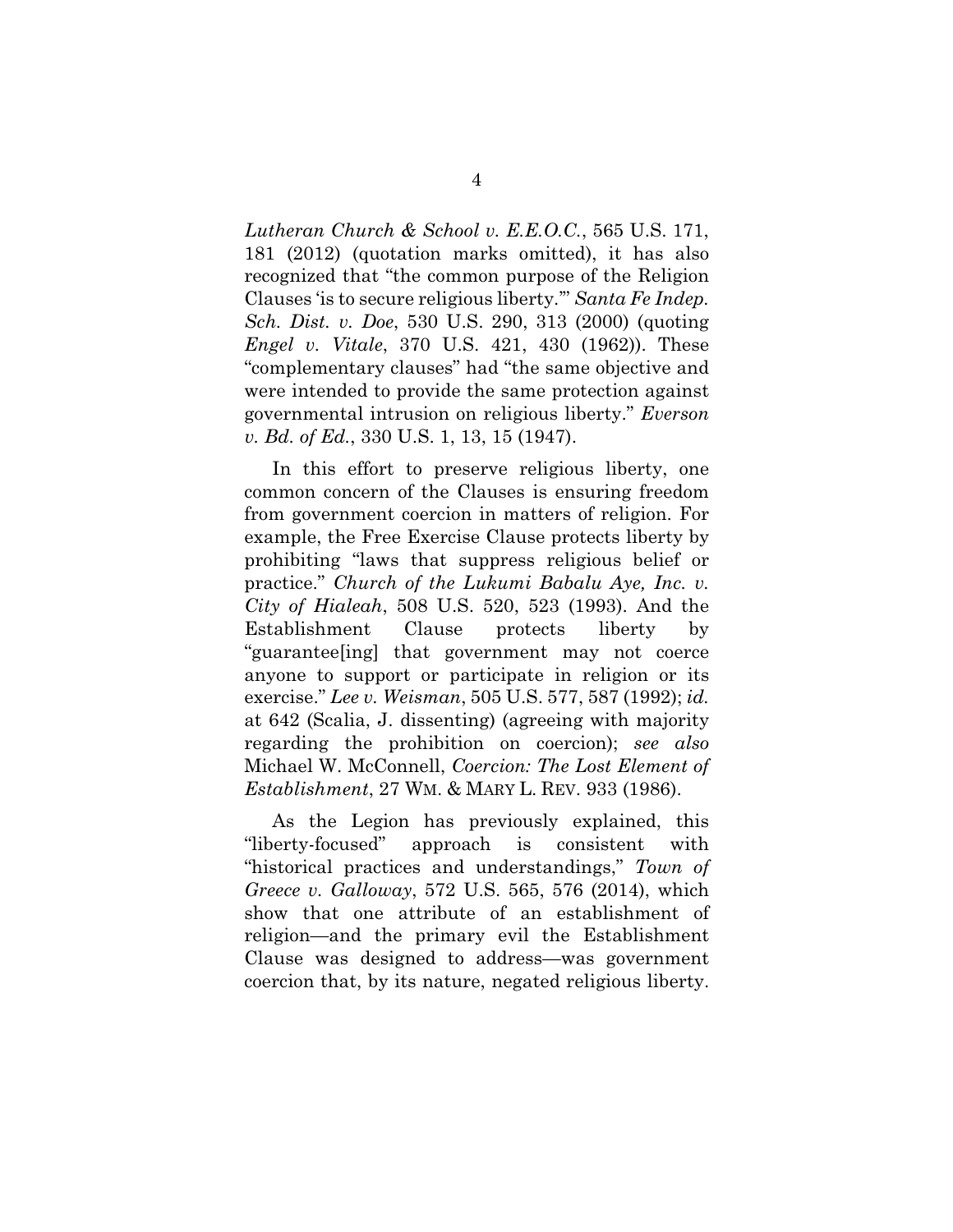*Lutheran Church & School v. E.E.O.C.*, 565 U.S. 171, 181 (2012) (quotation marks omitted), it has also recognized that "the common purpose of the Religion Clauses 'is to secure religious liberty.'" *Santa Fe Indep. Sch. Dist. v. Doe*, 530 U.S. 290, 313 (2000) (quoting *Engel v. Vitale*, 370 U.S. 421, 430 (1962)). These "complementary clauses" had "the same objective and were intended to provide the same protection against governmental intrusion on religious liberty." *Everson v. Bd. of Ed.*, 330 U.S. 1, 13, 15 (1947).

In this effort to preserve religious liberty, one common concern of the Clauses is ensuring freedom from government coercion in matters of religion. For example, the Free Exercise Clause protects liberty by prohibiting "laws that suppress religious belief or practice." *Church of the Lukumi Babalu Aye, Inc. v. City of Hialeah*, 508 U.S. 520, 523 (1993). And the Establishment Clause protects liberty by "guarantee[ing] that government may not coerce anyone to support or participate in religion or its exercise." *Lee v. Weisman*, 505 U.S. 577, 587 (1992); *id.* at 642 (Scalia, J. dissenting) (agreeing with majority regarding the prohibition on coercion); *see also* Michael W. McConnell, *Coercion: The Lost Element of Establishment*, 27 WM. & MARY L. REV. 933 (1986).

As the Legion has previously explained, this "liberty-focused" approach is consistent with "historical practices and understandings," *Town of Greece v. Galloway*, 572 U.S. 565, 576 (2014), which show that one attribute of an establishment of religion—and the primary evil the Establishment Clause was designed to address—was government coercion that, by its nature, negated religious liberty.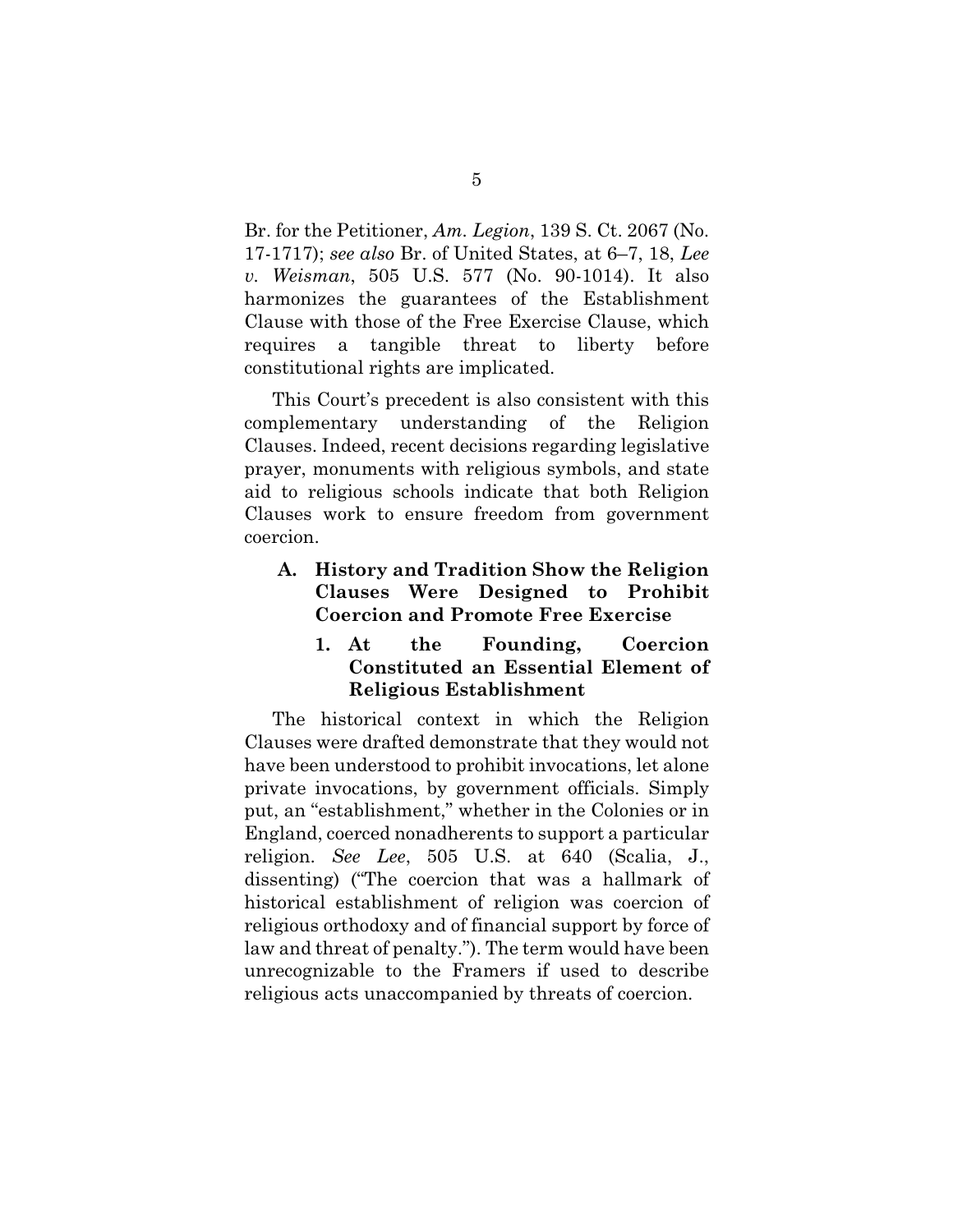Br. for the Petitioner, *Am. Legion*, 139 S. Ct. 2067 (No. 17-1717); *see also* Br. of United States, at 6–7, 18, *Lee v. Weisman*, 505 U.S. 577 (No. 90-1014). It also harmonizes the guarantees of the Establishment Clause with those of the Free Exercise Clause, which requires a tangible threat to liberty before constitutional rights are implicated.

This Court's precedent is also consistent with this complementary understanding of the Religion Clauses. Indeed, recent decisions regarding legislative prayer, monuments with religious symbols, and state aid to religious schools indicate that both Religion Clauses work to ensure freedom from government coercion.

### A. History and Tradition Show the Religion Clauses Were Designed to Prohibit Coercion and Promote Free Exercise

#### 1. At the Founding, Coercion Constituted an Essential Element of Religious Establishment

The historical context in which the Religion Clauses were drafted demonstrate that they would not have been understood to prohibit invocations, let alone private invocations, by government officials. Simply put, an "establishment," whether in the Colonies or in England, coerced nonadherents to support a particular religion. *See Lee*, 505 U.S. at 640 (Scalia, J., dissenting) ("The coercion that was a hallmark of historical establishment of religion was coercion of religious orthodoxy and of financial support by force of law and threat of penalty."). The term would have been unrecognizable to the Framers if used to describe religious acts unaccompanied by threats of coercion.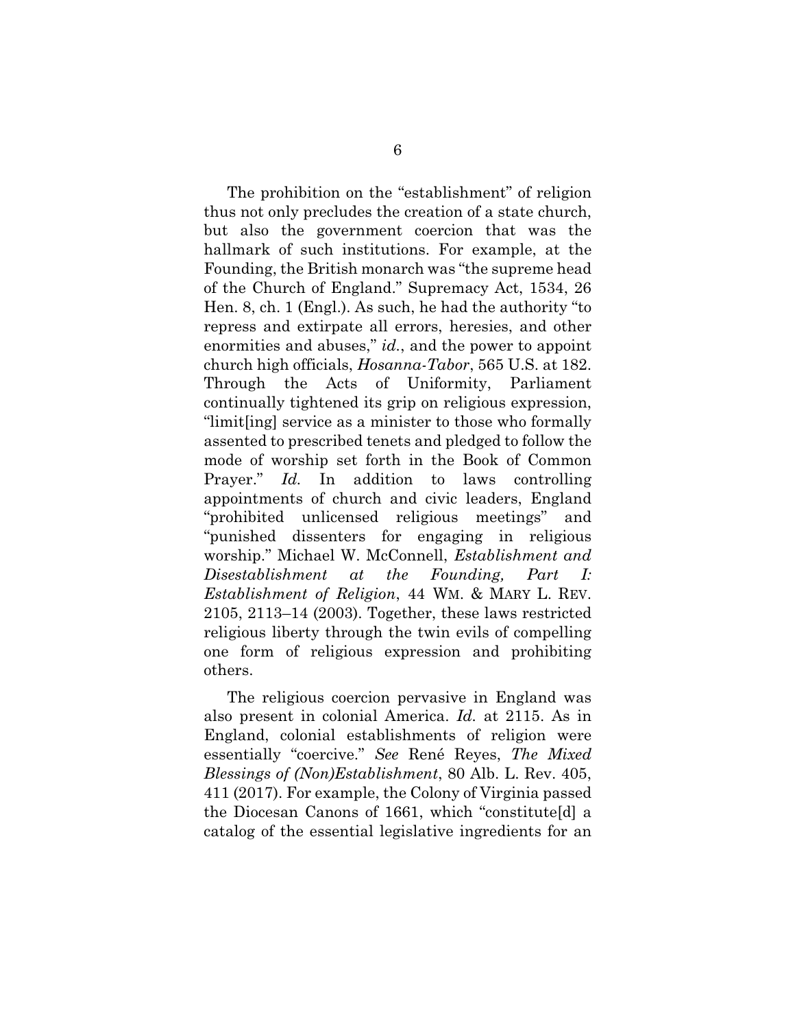The prohibition on the "establishment" of religion thus not only precludes the creation of a state church, but also the government coercion that was the hallmark of such institutions. For example, at the Founding, the British monarch was "the supreme head of the Church of England." Supremacy Act, 1534, 26 Hen. 8, ch. 1 (Engl.). As such, he had the authority "to repress and extirpate all errors, heresies, and other enormities and abuses," *id.*, and the power to appoint church high officials, *Hosanna-Tabor*, 565 U.S. at 182. Through the Acts of Uniformity, Parliament continually tightened its grip on religious expression, "limit[ing] service as a minister to those who formally assented to prescribed tenets and pledged to follow the mode of worship set forth in the Book of Common Prayer." *Id.* In addition to laws controlling appointments of church and civic leaders, England "prohibited unlicensed religious meetings" and "punished dissenters for engaging in religious worship." Michael W. McConnell, *Establishment and Disestablishment at the Founding, Part I: Establishment of Religion*, 44 WM. & MARY L. REV. 2105, 2113–14 (2003). Together, these laws restricted religious liberty through the twin evils of compelling one form of religious expression and prohibiting others.

The religious coercion pervasive in England was also present in colonial America. *Id.* at 2115. As in England, colonial establishments of religion were essentially "coercive." *See* René Reyes, *The Mixed Blessings of (Non)Establishment*, 80 Alb. L. Rev. 405, 411 (2017). For example, the Colony of Virginia passed the Diocesan Canons of 1661, which "constitute[d] a catalog of the essential legislative ingredients for an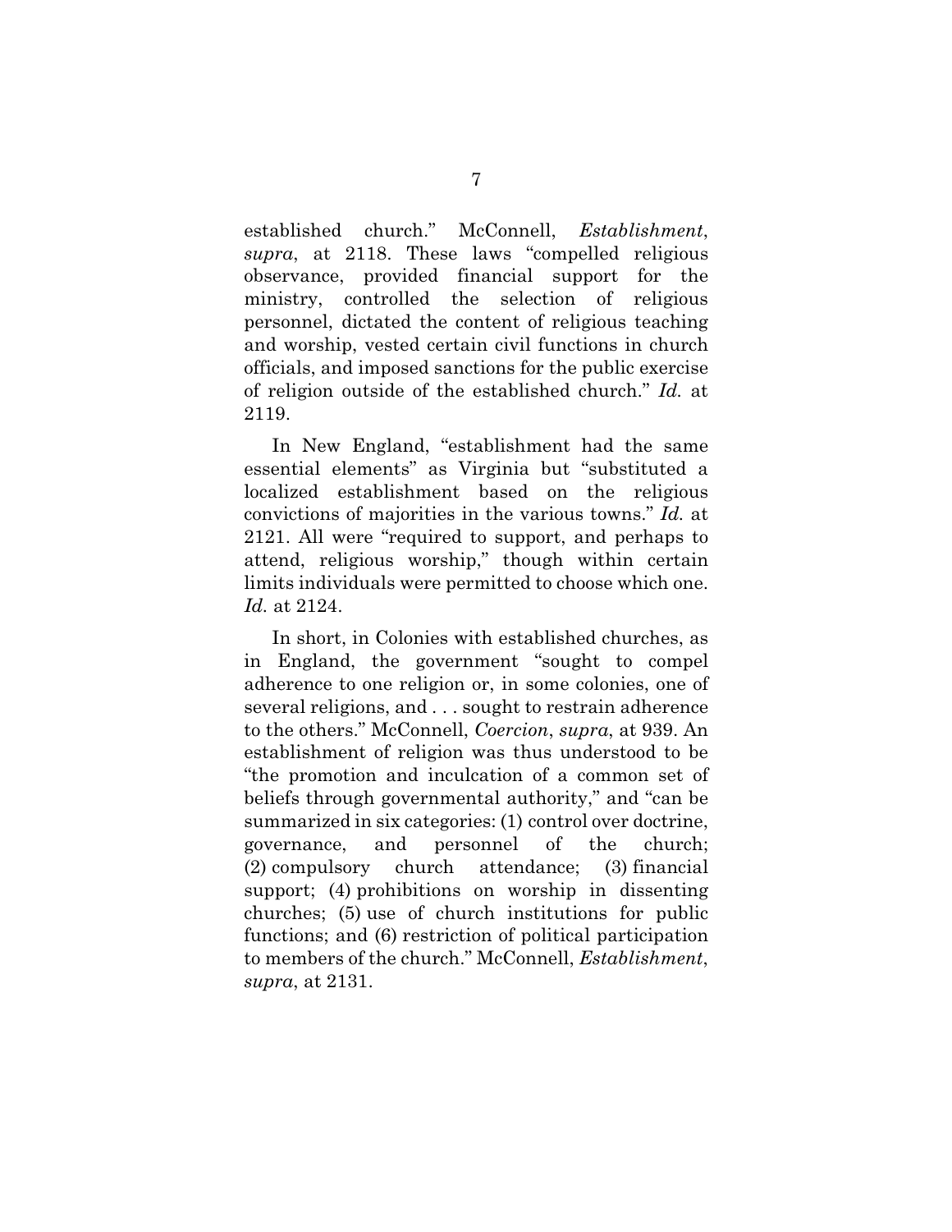established church." McConnell, *Establishment*, *supra*, at 2118. These laws "compelled religious observance, provided financial support for the ministry, controlled the selection of religious personnel, dictated the content of religious teaching and worship, vested certain civil functions in church officials, and imposed sanctions for the public exercise of religion outside of the established church." *Id.* at 2119.

In New England, "establishment had the same essential elements" as Virginia but "substituted a localized establishment based on the religious convictions of majorities in the various towns." *Id.* at 2121. All were "required to support, and perhaps to attend, religious worship," though within certain limits individuals were permitted to choose which one. *Id.* at 2124.

In short, in Colonies with established churches, as in England, the government "sought to compel adherence to one religion or, in some colonies, one of several religions, and . . . sought to restrain adherence to the others." McConnell, *Coercion*, *supra*, at 939. An establishment of religion was thus understood to be "the promotion and inculcation of a common set of beliefs through governmental authority," and "can be summarized in six categories: (1) control over doctrine, governance, and personnel of the church; (2) compulsory church attendance; (3) financial support; (4) prohibitions on worship in dissenting churches; (5) use of church institutions for public functions; and (6) restriction of political participation to members of the church." McConnell, *Establishment*, *supra*, at 2131.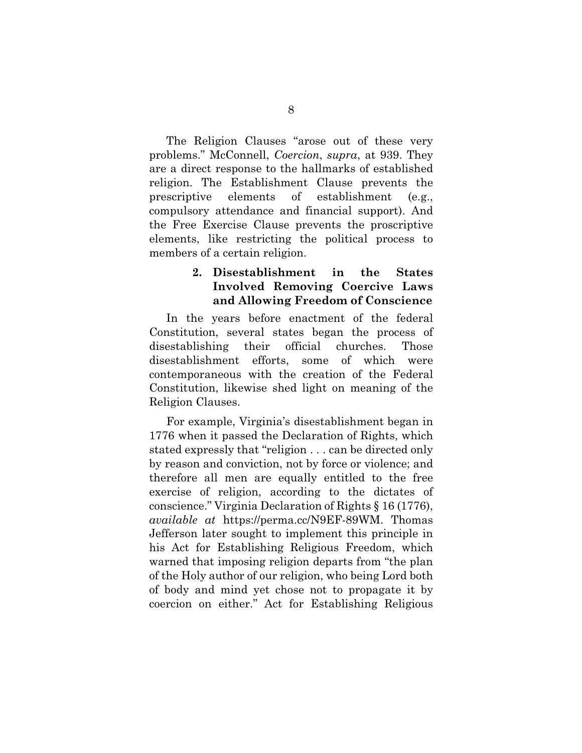The Religion Clauses "arose out of these very problems." McConnell, *Coercion*, *supra*, at 939. They are a direct response to the hallmarks of established religion. The Establishment Clause prevents the prescriptive elements of establishment (e.g., compulsory attendance and financial support). And the Free Exercise Clause prevents the proscriptive elements, like restricting the political process to members of a certain religion.

### 2. Disestablishment in the States Involved Removing Coercive Laws and Allowing Freedom of Conscience

In the years before enactment of the federal Constitution, several states began the process of disestablishing their official churches. Those disestablishment efforts, some of which were contemporaneous with the creation of the Federal Constitution, likewise shed light on meaning of the Religion Clauses.

For example, Virginia's disestablishment began in 1776 when it passed the Declaration of Rights, which stated expressly that "religion . . . can be directed only by reason and conviction, not by force or violence; and therefore all men are equally entitled to the free exercise of religion, according to the dictates of conscience." Virginia Declaration of Rights § 16 (1776), *available at* https://perma.cc/N9EF-89WM. Thomas Jefferson later sought to implement this principle in his Act for Establishing Religious Freedom, which warned that imposing religion departs from "the plan of the Holy author of our religion, who being Lord both of body and mind yet chose not to propagate it by coercion on either." Act for Establishing Religious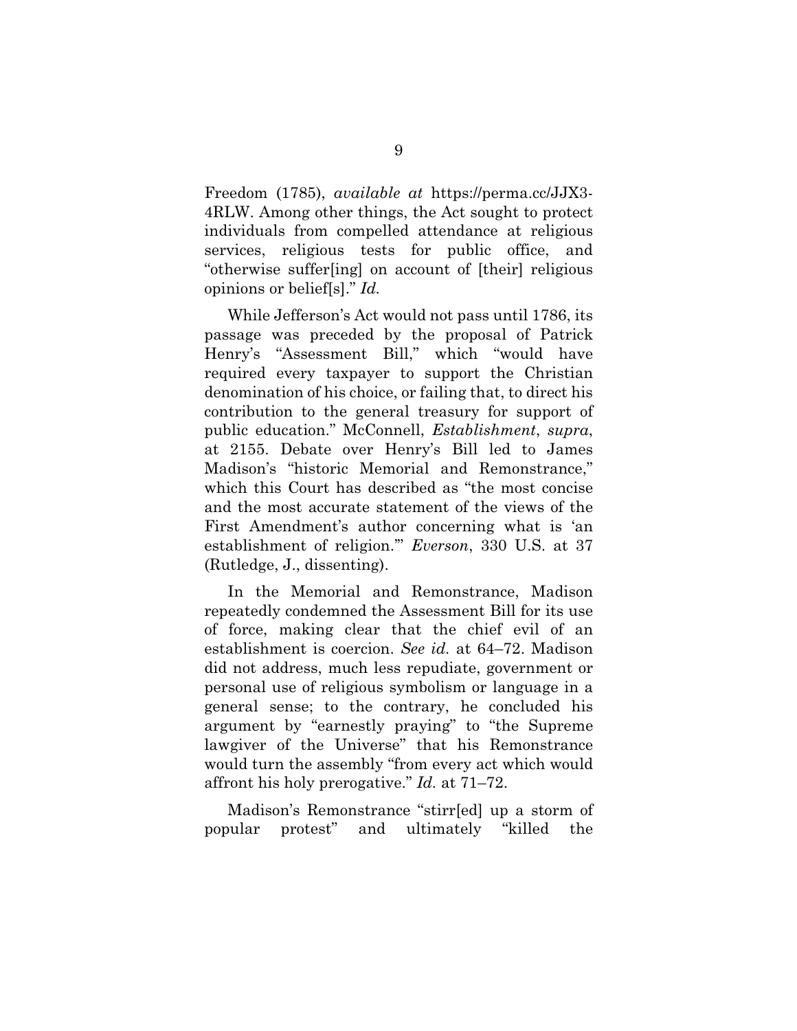Freedom (1785), *available at* https://perma.cc/JJX3-4RLW. Among other things, the Act sought to protect individuals from compelled attendance at religious services, religious tests for public office, and "otherwise suffer[ing] on account of [their] religious opinions or belief[s]." *Id.*

While Jefferson's Act would not pass until 1786, its passage was preceded by the proposal of Patrick Henry's "Assessment Bill," which "would have required every taxpayer to support the Christian denomination of his choice, or failing that, to direct his contribution to the general treasury for support of public education." McConnell, *Establishment*, *supra*, at 2155. Debate over Henry's Bill led to James Madison's "historic Memorial and Remonstrance," which this Court has described as "the most concise and the most accurate statement of the views of the First Amendment's author concerning what is 'an establishment of religion.'" *Everson*, 330 U.S. at 37 (Rutledge, J., dissenting).

In the Memorial and Remonstrance, Madison repeatedly condemned the Assessment Bill for its use of force, making clear that the chief evil of an establishment is coercion. *See id.* at 64–72. Madison did not address, much less repudiate, government or personal use of religious symbolism or language in a general sense; to the contrary, he concluded his argument by "earnestly praying" to "the Supreme lawgiver of the Universe" that his Remonstrance would turn the assembly "from every act which would affront his holy prerogative." *Id.* at 71–72.

Madison's Remonstrance "stirr[ed] up a storm of popular protest" and ultimately "killed the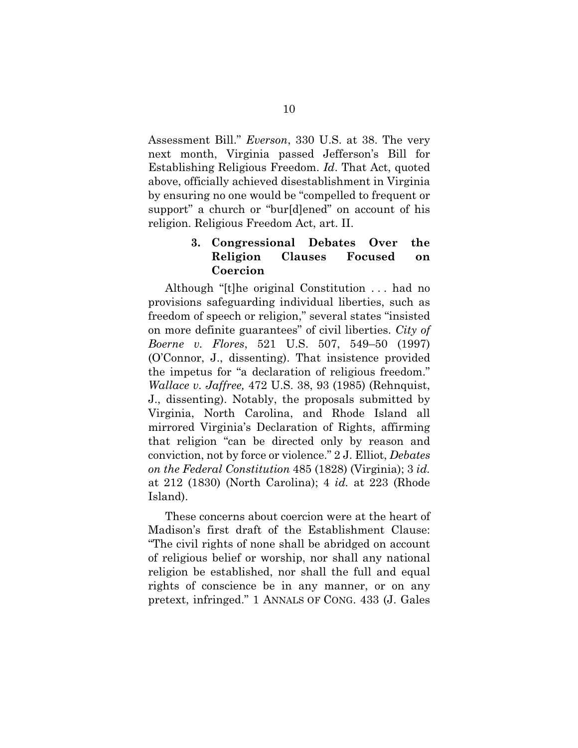Assessment Bill." *Everson*, 330 U.S. at 38. The very next month, Virginia passed Jefferson's Bill for Establishing Religious Freedom. *Id*. That Act, quoted above, officially achieved disestablishment in Virginia by ensuring no one would be "compelled to frequent or support" a church or "bur[d]ened" on account of his religion. Religious Freedom Act, art. II.

### 3. Congressional Debates Over the Religion Clauses Focused on Coercion

Although "[t]he original Constitution . . . had no provisions safeguarding individual liberties, such as freedom of speech or religion," several states "insisted on more definite guarantees" of civil liberties. *City of Boerne v. Flores*, 521 U.S. 507, 549–50 (1997) (O'Connor, J., dissenting). That insistence provided the impetus for "a declaration of religious freedom." *Wallace v. Jaffree,* 472 U.S. 38, 93 (1985) (Rehnquist, J., dissenting). Notably, the proposals submitted by Virginia, North Carolina, and Rhode Island all mirrored Virginia's Declaration of Rights, affirming that religion "can be directed only by reason and conviction, not by force or violence." 2 J. Elliot, *Debates on the Federal Constitution* 485 (1828) (Virginia); 3 *id.* at 212 (1830) (North Carolina); 4 *id.* at 223 (Rhode Island).

These concerns about coercion were at the heart of Madison's first draft of the Establishment Clause: "The civil rights of none shall be abridged on account of religious belief or worship, nor shall any national religion be established, nor shall the full and equal rights of conscience be in any manner, or on any pretext, infringed." 1 ANNALS OF CONG. 433 (J. Gales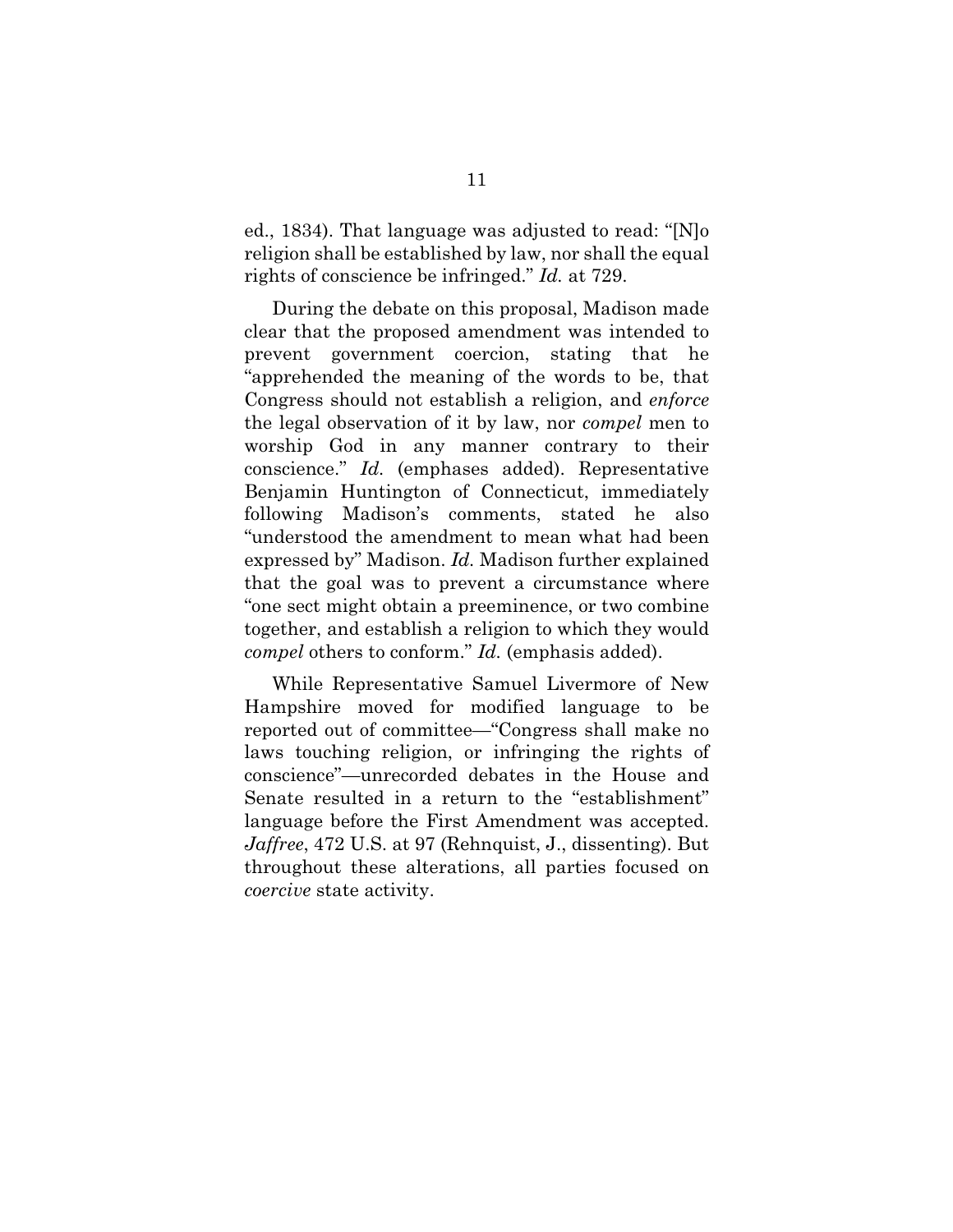ed., 1834). That language was adjusted to read: "[N]o religion shall be established by law, nor shall the equal rights of conscience be infringed." *Id.* at 729.

During the debate on this proposal, Madison made clear that the proposed amendment was intended to prevent government coercion, stating that he "apprehended the meaning of the words to be, that Congress should not establish a religion, and *enforce* the legal observation of it by law, nor *compel* men to worship God in any manner contrary to their conscience." *Id.* (emphases added). Representative Benjamin Huntington of Connecticut, immediately following Madison's comments, stated he also "understood the amendment to mean what had been expressed by" Madison. *Id.* Madison further explained that the goal was to prevent a circumstance where "one sect might obtain a preeminence, or two combine together, and establish a religion to which they would *compel* others to conform." *Id.* (emphasis added).

While Representative Samuel Livermore of New Hampshire moved for modified language to be reported out of committee—"Congress shall make no laws touching religion, or infringing the rights of conscience"—unrecorded debates in the House and Senate resulted in a return to the "establishment" language before the First Amendment was accepted. *Jaffree*, 472 U.S. at 97 (Rehnquist, J., dissenting). But throughout these alterations, all parties focused on *coercive* state activity.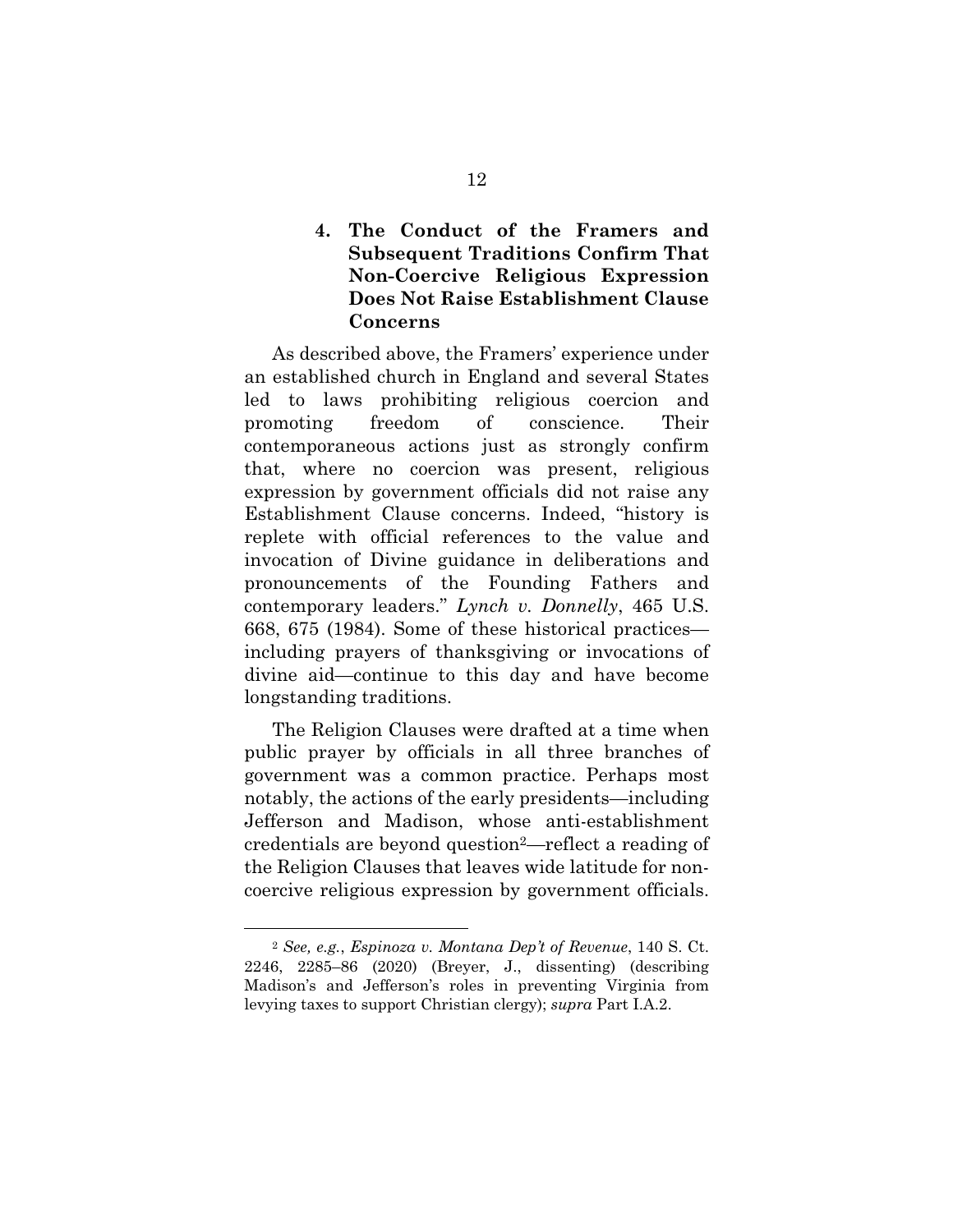#### 4. The Conduct of the Framers and Subsequent Traditions Confirm That Non-Coercive Religious Expression Does Not Raise Establishment Clause Concerns

As described above, the Framers' experience under an established church in England and several States led to laws prohibiting religious coercion and promoting freedom of conscience. Their contemporaneous actions just as strongly confirm that, where no coercion was present, religious expression by government officials did not raise any Establishment Clause concerns. Indeed, "history is replete with official references to the value and invocation of Divine guidance in deliberations and pronouncements of the Founding Fathers and contemporary leaders." *Lynch v. Donnelly*, 465 U.S. 668, 675 (1984). Some of these historical practices—including prayers of thanksgiving or invocations of divine aid—continue to this day and have become longstanding traditions.

The Religion Clauses were drafted at a time when public prayer by officials in all three branches of government was a common practice. Perhaps most notably, the actions of the early presidents—including Jefferson and Madison, whose anti-establishment credentials are beyond question[2]—reflect a reading of the Religion Clauses that leaves wide latitude for non-coercive religious expression by government officials.

---

[2] *See, e.g.*, *Espinoza v. Montana Dep't of Revenue*, 140 S. Ct. 2246, 2285–86 (2020) (Breyer, J., dissenting) (describing Madison's and Jefferson's roles in preventing Virginia from levying taxes to support Christian clergy); *supra* Part I.A.2.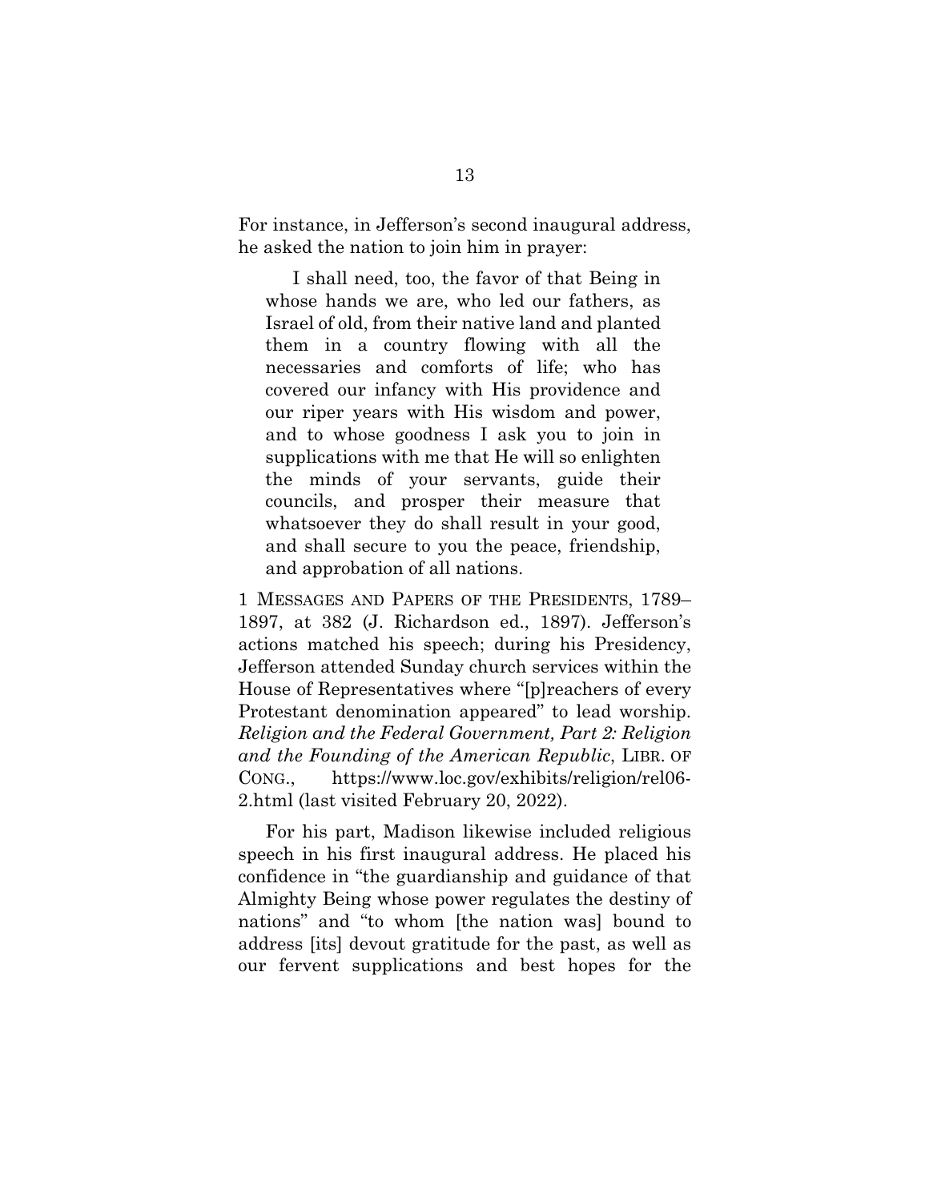For instance, in Jefferson's second inaugural address, he asked the nation to join him in prayer:

> I shall need, too, the favor of that Being in whose hands we are, who led our fathers, as Israel of old, from their native land and planted them in a country flowing with all the necessaries and comforts of life; who has covered our infancy with His providence and our riper years with His wisdom and power, and to whose goodness I ask you to join in supplications with me that He will so enlighten the minds of your servants, guide their councils, and prosper their measure that whatsoever they do shall result in your good, and shall secure to you the peace, friendship, and approbation of all nations.

1 MESSAGES AND PAPERS OF THE PRESIDENTS, 1789–1897, at 382 (J. Richardson ed., 1897). Jefferson's actions matched his speech; during his Presidency, Jefferson attended Sunday church services within the House of Representatives where "[p]reachers of every Protestant denomination appeared" to lead worship. *Religion and the Federal Government, Part 2: Religion and the Founding of the American Republic*, LIBR. OF CONG., https://www.loc.gov/exhibits/religion/rel06-2.html (last visited February 20, 2022).

For his part, Madison likewise included religious speech in his first inaugural address. He placed his confidence in "the guardianship and guidance of that Almighty Being whose power regulates the destiny of nations" and "to whom [the nation was] bound to address [its] devout gratitude for the past, as well as our fervent supplications and best hopes for the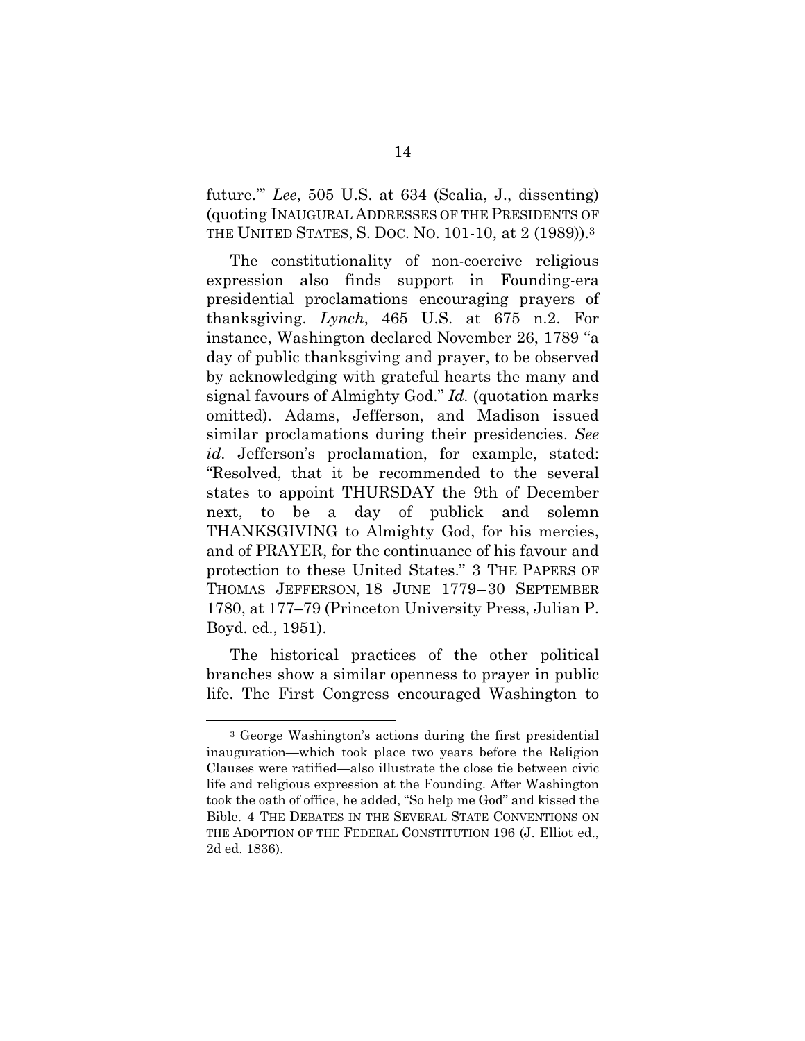future.'" *Lee*, 505 U.S. at 634 (Scalia, J., dissenting) (quoting INAUGURAL ADDRESSES OF THE PRESIDENTS OF THE UNITED STATES, S. DOC. NO. 101-10, at 2 (1989)).[3]

The constitutionality of non-coercive religious expression also finds support in Founding-era presidential proclamations encouraging prayers of thanksgiving. *Lynch*, 465 U.S. at 675 n.2. For instance, Washington declared November 26, 1789 "a day of public thanksgiving and prayer, to be observed by acknowledging with grateful hearts the many and signal favours of Almighty God." *Id.* (quotation marks omitted). Adams, Jefferson, and Madison issued similar proclamations during their presidencies. *See id.* Jefferson's proclamation, for example, stated: "Resolved, that it be recommended to the several states to appoint THURSDAY the 9th of December next, to be a day of publick and solemn THANKSGIVING to Almighty God, for his mercies, and of PRAYER, for the continuance of his favour and protection to these United States." 3 THE PAPERS OF THOMAS JEFFERSON, 18 JUNE 1779–30 SEPTEMBER 1780, at 177–79 (Princeton University Press, Julian P. Boyd. ed., 1951).

The historical practices of the other political branches show a similar openness to prayer in public life. The First Congress encouraged Washington to

[3] George Washington's actions during the first presidential inauguration—which took place two years before the Religion Clauses were ratified—also illustrate the close tie between civic life and religious expression at the Founding. After Washington took the oath of office, he added, "So help me God" and kissed the Bible. 4 THE DEBATES IN THE SEVERAL STATE CONVENTIONS ON THE ADOPTION OF THE FEDERAL CONSTITUTION 196 (J. Elliot ed., 2d ed. 1836).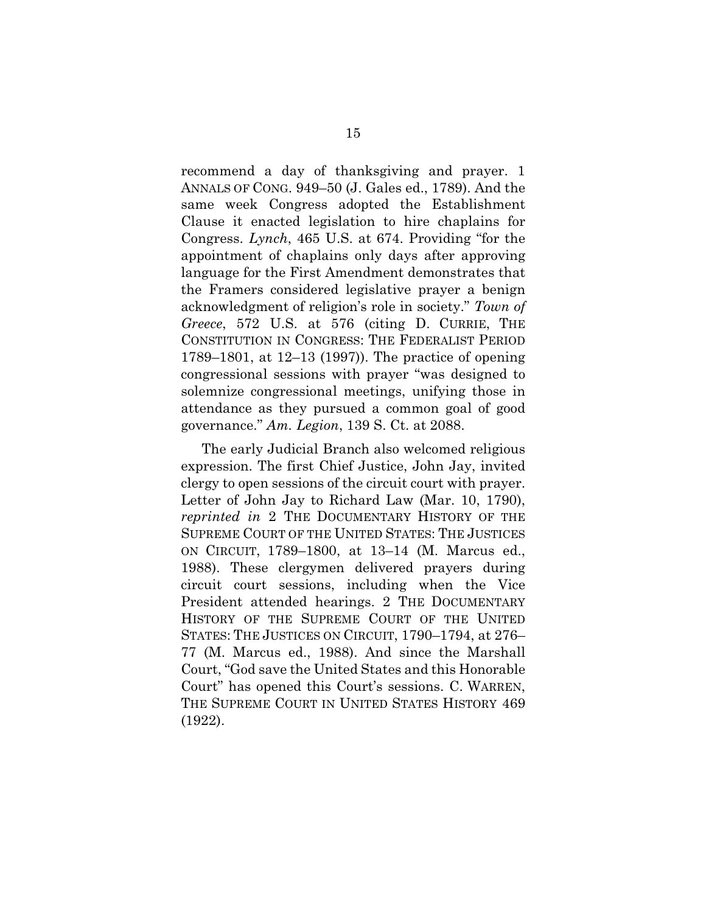recommend a day of thanksgiving and prayer. 1 ANNALS OF CONG. 949–50 (J. Gales ed., 1789). And the same week Congress adopted the Establishment Clause it enacted legislation to hire chaplains for Congress. *Lynch*, 465 U.S. at 674. Providing "for the appointment of chaplains only days after approving language for the First Amendment demonstrates that the Framers considered legislative prayer a benign acknowledgment of religion's role in society." *Town of Greece*, 572 U.S. at 576 (citing D. CURRIE, THE CONSTITUTION IN CONGRESS: THE FEDERALIST PERIOD 1789–1801, at 12–13 (1997)). The practice of opening congressional sessions with prayer "was designed to solemnize congressional meetings, unifying those in attendance as they pursued a common goal of good governance." *Am. Legion*, 139 S. Ct. at 2088.

The early Judicial Branch also welcomed religious expression. The first Chief Justice, John Jay, invited clergy to open sessions of the circuit court with prayer. Letter of John Jay to Richard Law (Mar. 10, 1790), *reprinted in* 2 THE DOCUMENTARY HISTORY OF THE SUPREME COURT OF THE UNITED STATES: THE JUSTICES ON CIRCUIT, 1789–1800, at 13–14 (M. Marcus ed., 1988). These clergymen delivered prayers during circuit court sessions, including when the Vice President attended hearings. 2 THE DOCUMENTARY HISTORY OF THE SUPREME COURT OF THE UNITED STATES: THE JUSTICES ON CIRCUIT, 1790–1794, at 276–77 (M. Marcus ed., 1988). And since the Marshall Court, "God save the United States and this Honorable Court" has opened this Court's sessions. C. WARREN, THE SUPREME COURT IN UNITED STATES HISTORY 469 (1922).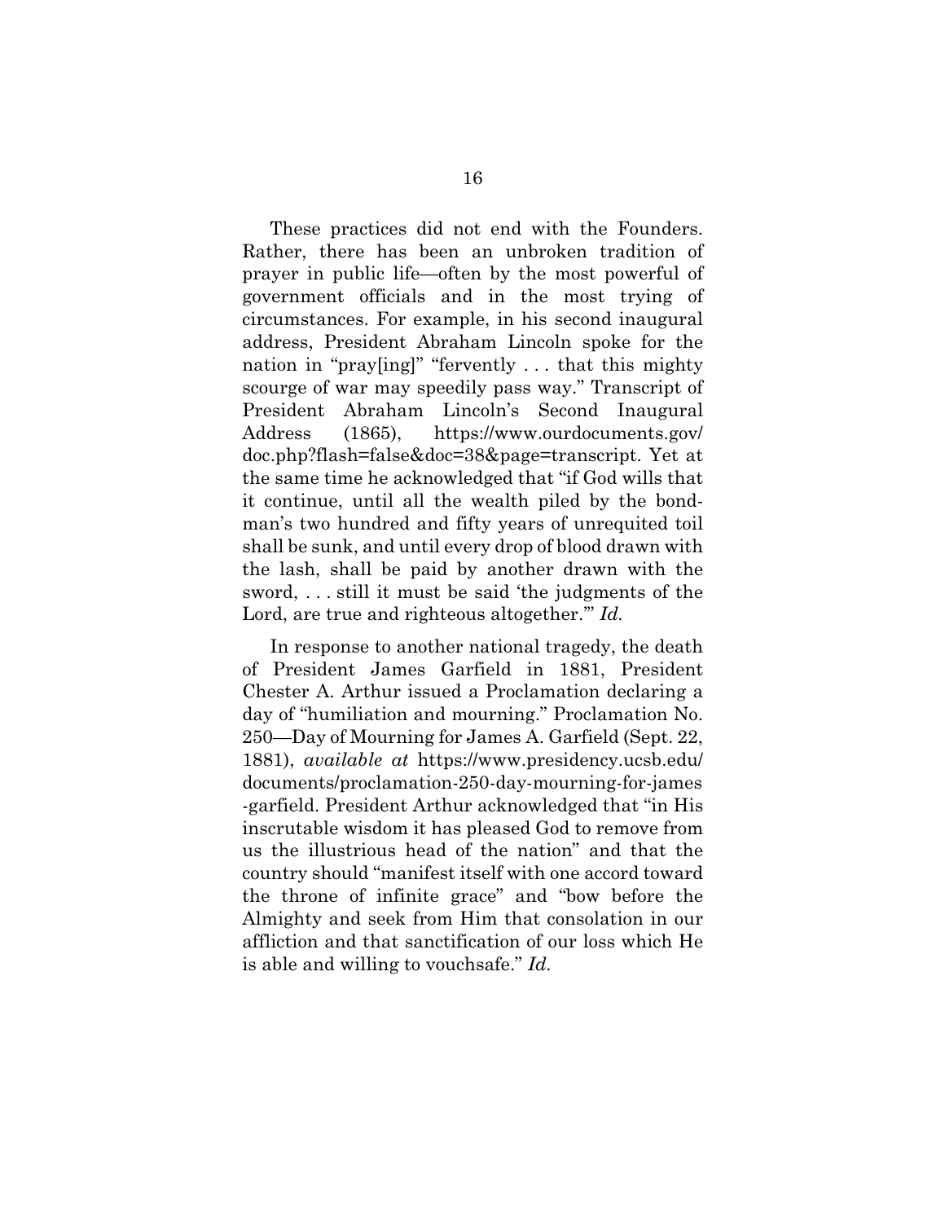These practices did not end with the Founders. Rather, there has been an unbroken tradition of prayer in public life—often by the most powerful of government officials and in the most trying of circumstances. For example, in his second inaugural address, President Abraham Lincoln spoke for the nation in "pray[ing]" "fervently . . . that this mighty scourge of war may speedily pass way." Transcript of President Abraham Lincoln's Second Inaugural Address (1865), https://www.ourdocuments.gov/doc.php?flash=false&doc=38&page=transcript. Yet at the same time he acknowledged that "if God wills that it continue, until all the wealth piled by the bond-man's two hundred and fifty years of unrequited toil shall be sunk, and until every drop of blood drawn with the lash, shall be paid by another drawn with the sword, . . . still it must be said 'the judgments of the Lord, are true and righteous altogether.'" *Id.*

In response to another national tragedy, the death of President James Garfield in 1881, President Chester A. Arthur issued a Proclamation declaring a day of "humiliation and mourning." Proclamation No. 250—Day of Mourning for James A. Garfield (Sept. 22, 1881), *available at* https://www.presidency.ucsb.edu/documents/proclamation-250-day-mourning-for-james-garfield. President Arthur acknowledged that "in His inscrutable wisdom it has pleased God to remove from us the illustrious head of the nation" and that the country should "manifest itself with one accord toward the throne of infinite grace" and "bow before the Almighty and seek from Him that consolation in our affliction and that sanctification of our loss which He is able and willing to vouchsafe." *Id.*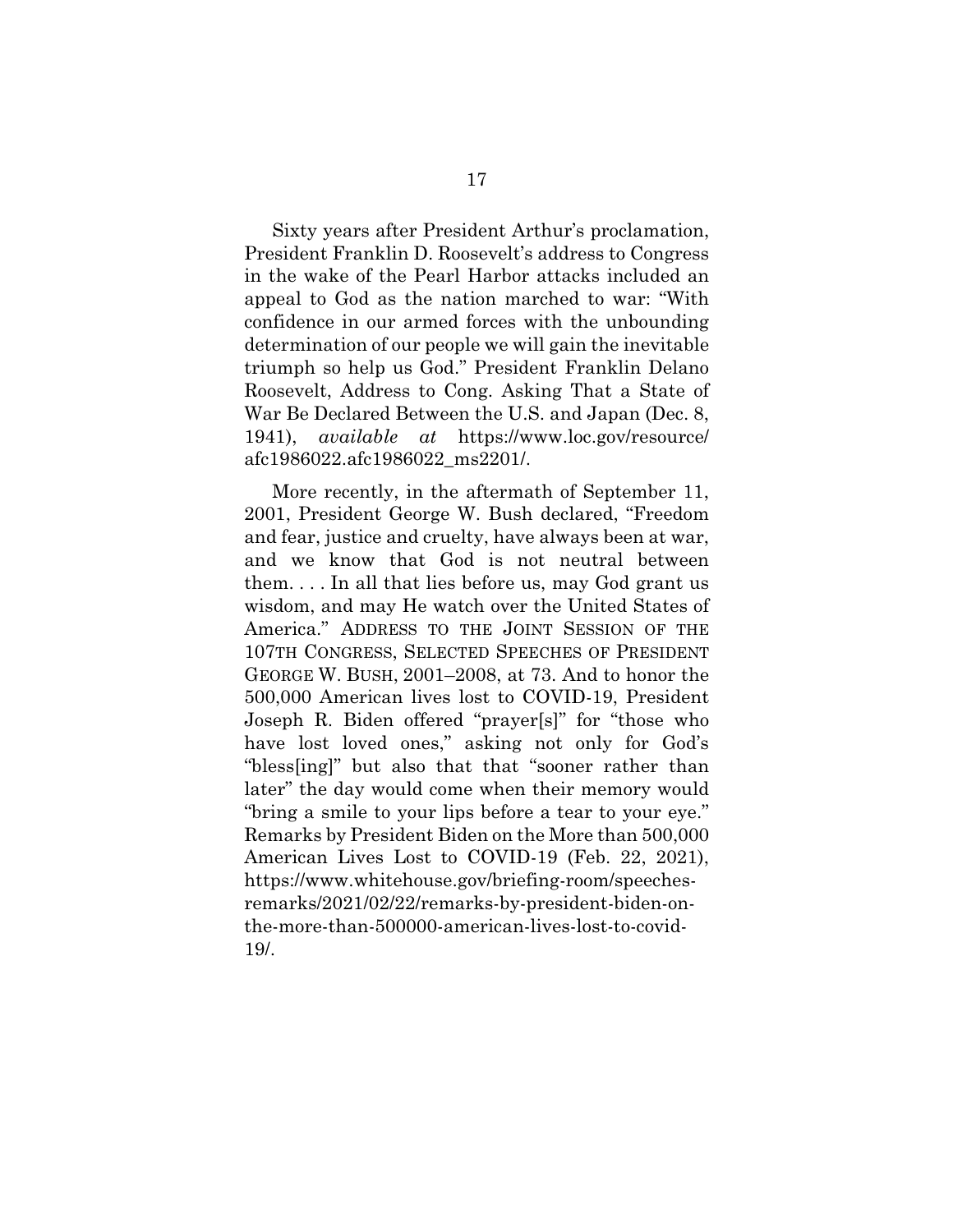Sixty years after President Arthur's proclamation, President Franklin D. Roosevelt's address to Congress in the wake of the Pearl Harbor attacks included an appeal to God as the nation marched to war: "With confidence in our armed forces with the unbounding determination of our people we will gain the inevitable triumph so help us God." President Franklin Delano Roosevelt, Address to Cong. Asking That a State of War Be Declared Between the U.S. and Japan (Dec. 8, 1941), *available at* https://www.loc.gov/resource/afc1986022.afc1986022_ms2201/.

More recently, in the aftermath of September 11, 2001, President George W. Bush declared, "Freedom and fear, justice and cruelty, have always been at war, and we know that God is not neutral between them. . . . In all that lies before us, may God grant us wisdom, and may He watch over the United States of America." ADDRESS TO THE JOINT SESSION OF THE 107TH CONGRESS, SELECTED SPEECHES OF PRESIDENT GEORGE W. BUSH, 2001–2008, at 73. And to honor the 500,000 American lives lost to COVID-19, President Joseph R. Biden offered "prayer[s]" for "those who have lost loved ones," asking not only for God's "bless[ing]" but also that that "sooner rather than later" the day would come when their memory would "bring a smile to your lips before a tear to your eye." Remarks by President Biden on the More than 500,000 American Lives Lost to COVID-19 (Feb. 22, 2021), https://www.whitehouse.gov/briefing-room/speeches-remarks/2021/02/22/remarks-by-president-biden-on-the-more-than-500000-american-lives-lost-to-covid-19/.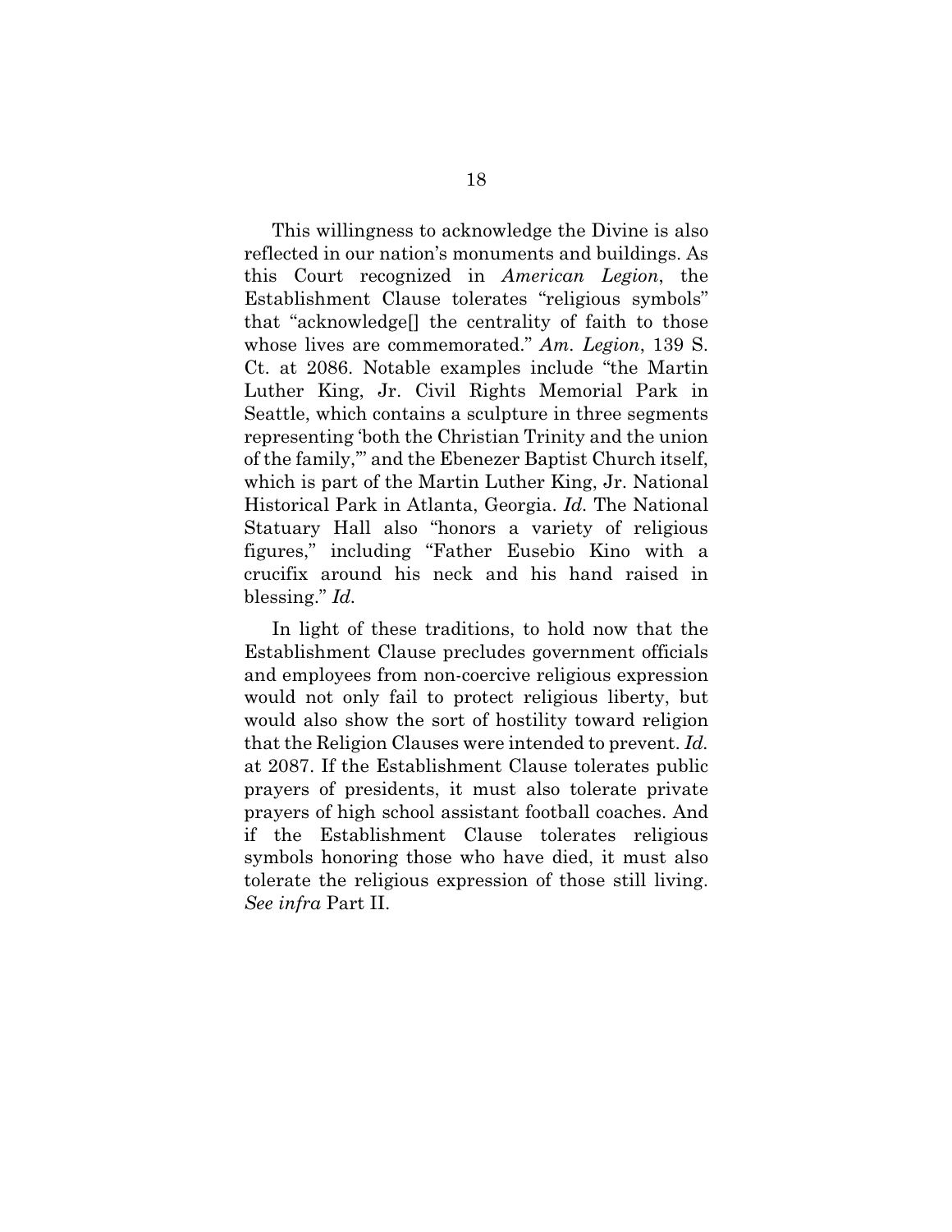This willingness to acknowledge the Divine is also reflected in our nation's monuments and buildings. As this Court recognized in *American Legion*, the Establishment Clause tolerates "religious symbols" that "acknowledge[] the centrality of faith to those whose lives are commemorated." *Am. Legion*, 139 S. Ct. at 2086. Notable examples include "the Martin Luther King, Jr. Civil Rights Memorial Park in Seattle, which contains a sculpture in three segments representing 'both the Christian Trinity and the union of the family,'" and the Ebenezer Baptist Church itself, which is part of the Martin Luther King, Jr. National Historical Park in Atlanta, Georgia. *Id.* The National Statuary Hall also "honors a variety of religious figures," including "Father Eusebio Kino with a crucifix around his neck and his hand raised in blessing." *Id.*

In light of these traditions, to hold now that the Establishment Clause precludes government officials and employees from non-coercive religious expression would not only fail to protect religious liberty, but would also show the sort of hostility toward religion that the Religion Clauses were intended to prevent. *Id.* at 2087. If the Establishment Clause tolerates public prayers of presidents, it must also tolerate private prayers of high school assistant football coaches. And if the Establishment Clause tolerates religious symbols honoring those who have died, it must also tolerate the religious expression of those still living. *See infra* Part II.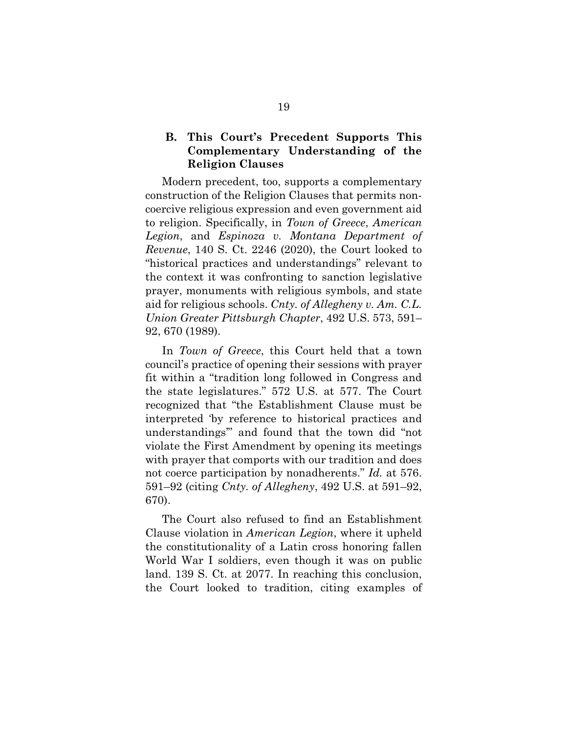### B. This Court's Precedent Supports This Complementary Understanding of the Religion Clauses

Modern precedent, too, supports a complementary construction of the Religion Clauses that permits non-coercive religious expression and even government aid to religion. Specifically, in *Town of Greece*, *American Legion*, and *Espinoza v. Montana Department of Revenue*, 140 S. Ct. 2246 (2020), the Court looked to "historical practices and understandings" relevant to the context it was confronting to sanction legislative prayer, monuments with religious symbols, and state aid for religious schools. *Cnty. of Allegheny v. Am. C.L. Union Greater Pittsburgh Chapter*, 492 U.S. 573, 591–92, 670 (1989).

In *Town of Greece*, this Court held that a town council's practice of opening their sessions with prayer fit within a "tradition long followed in Congress and the state legislatures." 572 U.S. at 577. The Court recognized that "the Establishment Clause must be interpreted 'by reference to historical practices and understandings'" and found that the town did "not violate the First Amendment by opening its meetings with prayer that comports with our tradition and does not coerce participation by nonadherents." *Id.* at 576. 591–92 (citing *Cnty. of Allegheny*, 492 U.S. at 591–92, 670).

The Court also refused to find an Establishment Clause violation in *American Legion*, where it upheld the constitutionality of a Latin cross honoring fallen World War I soldiers, even though it was on public land. 139 S. Ct. at 2077. In reaching this conclusion, the Court looked to tradition, citing examples of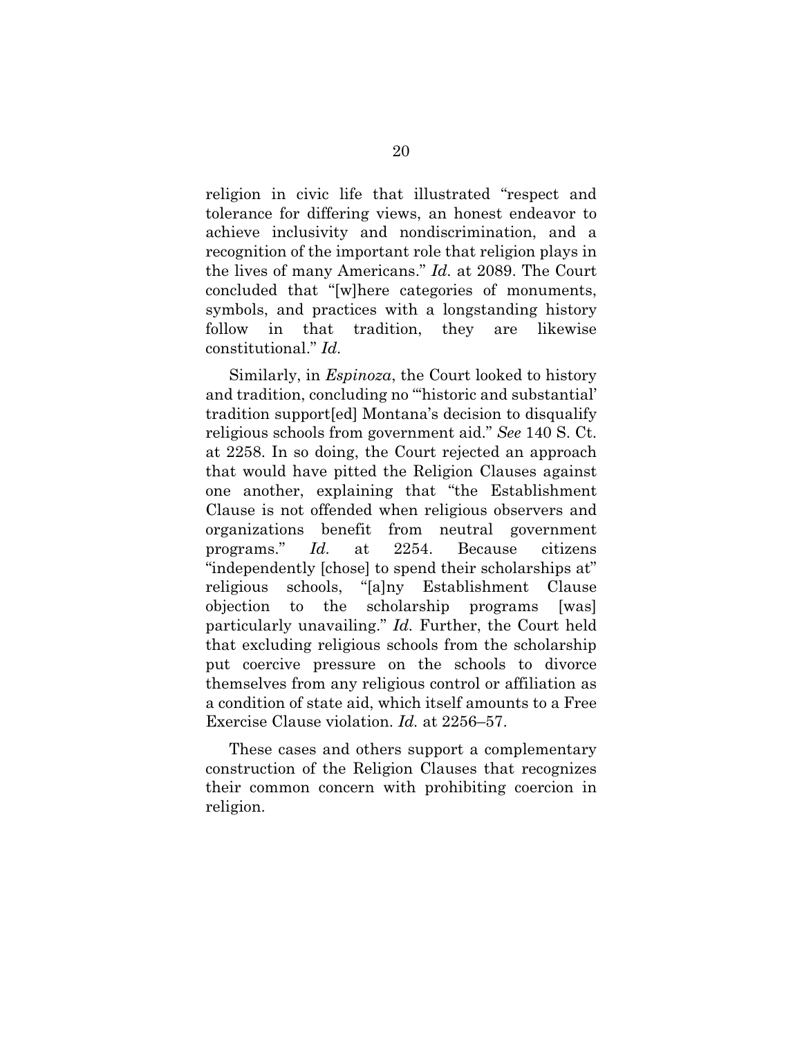religion in civic life that illustrated "respect and tolerance for differing views, an honest endeavor to achieve inclusivity and nondiscrimination, and a recognition of the important role that religion plays in the lives of many Americans." *Id.* at 2089. The Court concluded that "[w]here categories of monuments, symbols, and practices with a longstanding history follow in that tradition, they are likewise constitutional." *Id.*

Similarly, in *Espinoza*, the Court looked to history and tradition, concluding no "'historic and substantial' tradition support[ed] Montana's decision to disqualify religious schools from government aid." *See* 140 S. Ct. at 2258. In so doing, the Court rejected an approach that would have pitted the Religion Clauses against one another, explaining that "the Establishment Clause is not offended when religious observers and organizations benefit from neutral government programs." *Id.* at 2254. Because citizens "independently [chose] to spend their scholarships at" religious schools, "[a]ny Establishment Clause objection to the scholarship programs [was] particularly unavailing." *Id.* Further, the Court held that excluding religious schools from the scholarship put coercive pressure on the schools to divorce themselves from any religious control or affiliation as a condition of state aid, which itself amounts to a Free Exercise Clause violation. *Id.* at 2256–57.

These cases and others support a complementary construction of the Religion Clauses that recognizes their common concern with prohibiting coercion in religion.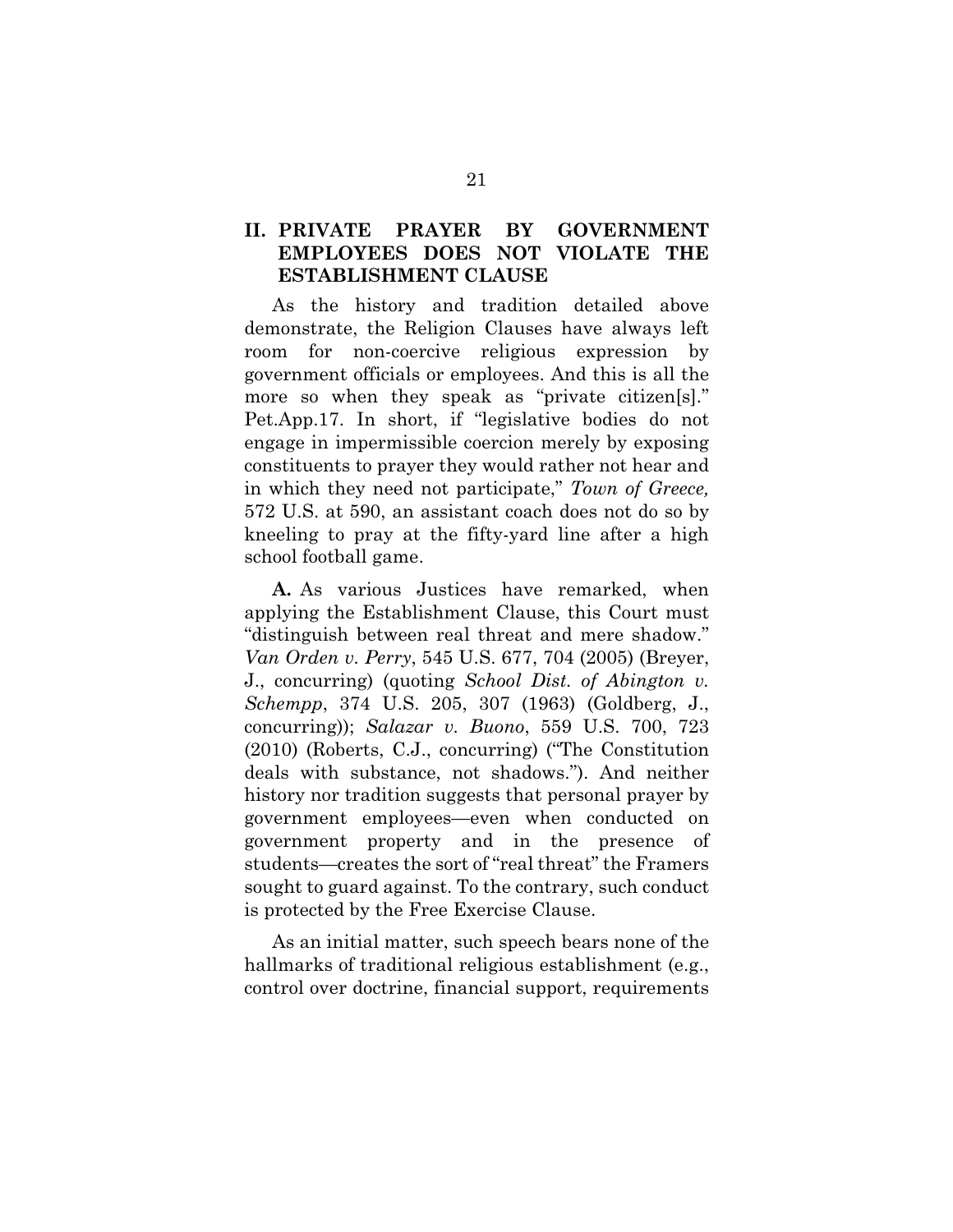## II. PRIVATE PRAYER BY GOVERNMENT EMPLOYEES DOES NOT VIOLATE THE ESTABLISHMENT CLAUSE

As the history and tradition detailed above demonstrate, the Religion Clauses have always left room for non-coercive religious expression by government officials or employees. And this is all the more so when they speak as "private citizen[s]." Pet.App.17. In short, if "legislative bodies do not engage in impermissible coercion merely by exposing constituents to prayer they would rather not hear and in which they need not participate," *Town of Greece,* 572 U.S. at 590, an assistant coach does not do so by kneeling to pray at the fifty-yard line after a high school football game.

**A.** As various Justices have remarked, when applying the Establishment Clause, this Court must "distinguish between real threat and mere shadow." *Van Orden v. Perry*, 545 U.S. 677, 704 (2005) (Breyer, J., concurring) (quoting *School Dist. of Abington v. Schempp*, 374 U.S. 205, 307 (1963) (Goldberg, J., concurring)); *Salazar v. Buono*, 559 U.S. 700, 723 (2010) (Roberts, C.J., concurring) ("The Constitution deals with substance, not shadows."). And neither history nor tradition suggests that personal prayer by government employees—even when conducted on government property and in the presence of students—creates the sort of "real threat" the Framers sought to guard against. To the contrary, such conduct is protected by the Free Exercise Clause.

As an initial matter, such speech bears none of the hallmarks of traditional religious establishment (e.g., control over doctrine, financial support, requirements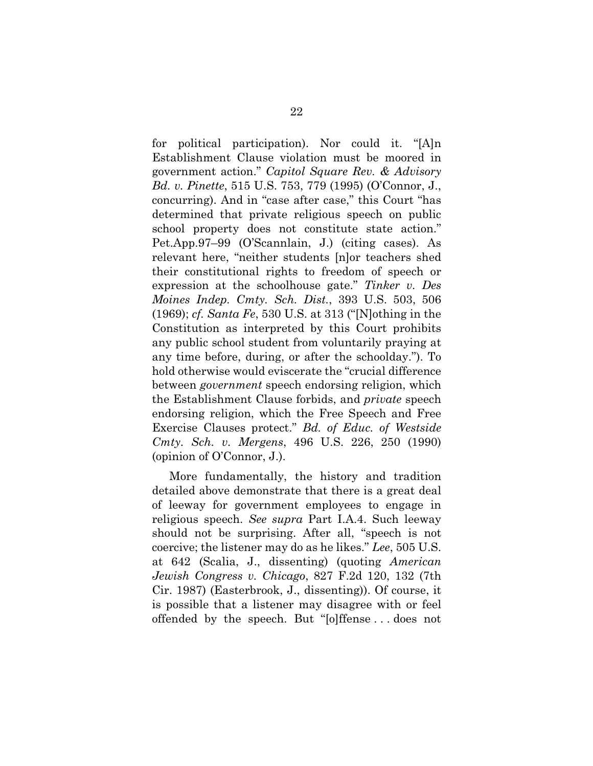for political participation). Nor could it. "[A]n Establishment Clause violation must be moored in government action." *Capitol Square Rev. & Advisory Bd. v. Pinette*, 515 U.S. 753, 779 (1995) (O'Connor, J., concurring). And in "case after case," this Court "has determined that private religious speech on public school property does not constitute state action." Pet.App.97–99 (O'Scannlain, J.) (citing cases). As relevant here, "neither students [n]or teachers shed their constitutional rights to freedom of speech or expression at the schoolhouse gate." *Tinker v. Des Moines Indep. Cmty. Sch. Dist.*, 393 U.S. 503, 506 (1969); *cf. Santa Fe*, 530 U.S. at 313 ("[N]othing in the Constitution as interpreted by this Court prohibits any public school student from voluntarily praying at any time before, during, or after the schoolday."). To hold otherwise would eviscerate the "crucial difference between *government* speech endorsing religion, which the Establishment Clause forbids, and *private* speech endorsing religion, which the Free Speech and Free Exercise Clauses protect." *Bd. of Educ. of Westside Cmty. Sch. v. Mergens*, 496 U.S. 226, 250 (1990) (opinion of O'Connor, J.).

More fundamentally, the history and tradition detailed above demonstrate that there is a great deal of leeway for government employees to engage in religious speech. *See supra* Part I.A.4. Such leeway should not be surprising. After all, "speech is not coercive; the listener may do as he likes." *Lee*, 505 U.S. at 642 (Scalia, J., dissenting) (quoting *American Jewish Congress v. Chicago*, 827 F.2d 120, 132 (7th Cir. 1987) (Easterbrook, J., dissenting)). Of course, it is possible that a listener may disagree with or feel offended by the speech. But "[o]ffense . . . does not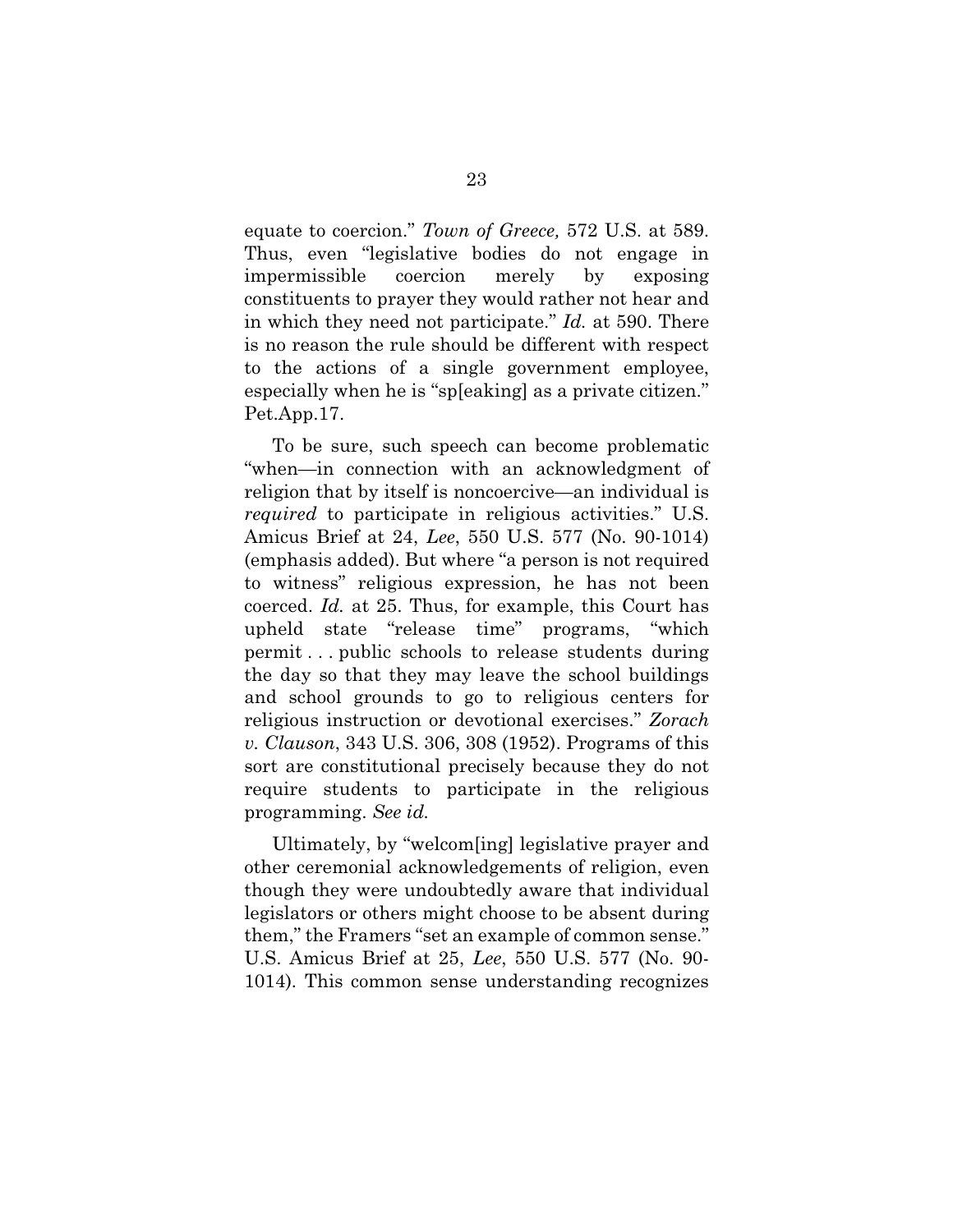equate to coercion." *Town of Greece,* 572 U.S. at 589. Thus, even "legislative bodies do not engage in impermissible coercion merely by exposing constituents to prayer they would rather not hear and in which they need not participate." *Id.* at 590. There is no reason the rule should be different with respect to the actions of a single government employee, especially when he is "sp[eaking] as a private citizen." Pet.App.17.

To be sure, such speech can become problematic "when—in connection with an acknowledgment of religion that by itself is noncoercive—an individual is *required* to participate in religious activities." U.S. Amicus Brief at 24, *Lee*, 550 U.S. 577 (No. 90-1014) (emphasis added). But where "a person is not required to witness" religious expression, he has not been coerced. *Id.* at 25. Thus, for example, this Court has upheld state "release time" programs, "which permit . . . public schools to release students during the day so that they may leave the school buildings and school grounds to go to religious centers for religious instruction or devotional exercises." *Zorach v. Clauson*, 343 U.S. 306, 308 (1952). Programs of this sort are constitutional precisely because they do not require students to participate in the religious programming. *See id.*

Ultimately, by "welcom[ing] legislative prayer and other ceremonial acknowledgements of religion, even though they were undoubtedly aware that individual legislators or others might choose to be absent during them," the Framers "set an example of common sense." U.S. Amicus Brief at 25, *Lee*, 550 U.S. 577 (No. 90-1014). This common sense understanding recognizes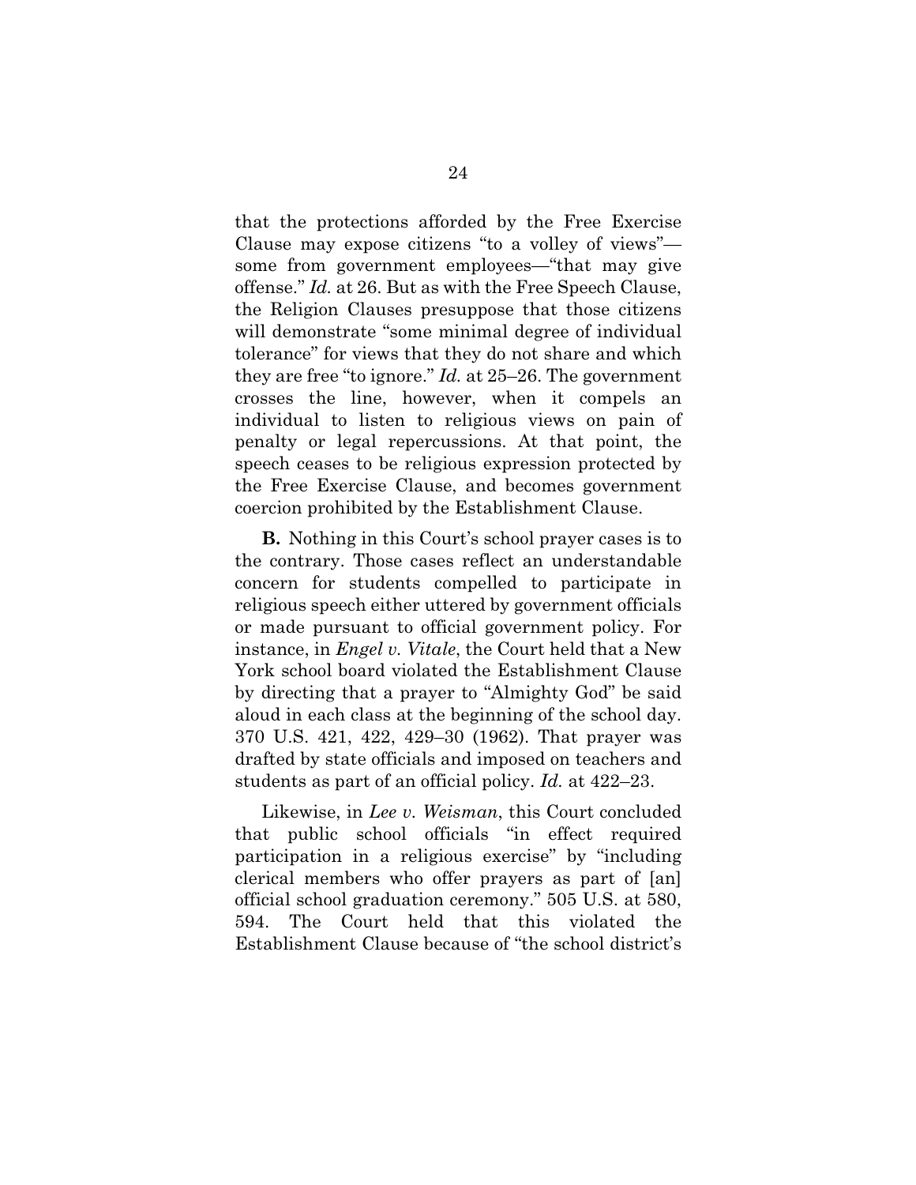that the protections afforded by the Free Exercise Clause may expose citizens "to a volley of views"—some from government employees—"that may give offense." *Id.* at 26. But as with the Free Speech Clause, the Religion Clauses presuppose that those citizens will demonstrate "some minimal degree of individual tolerance" for views that they do not share and which they are free "to ignore." *Id.* at 25–26. The government crosses the line, however, when it compels an individual to listen to religious views on pain of penalty or legal repercussions. At that point, the speech ceases to be religious expression protected by the Free Exercise Clause, and becomes government coercion prohibited by the Establishment Clause.

**B.** Nothing in this Court's school prayer cases is to the contrary. Those cases reflect an understandable concern for students compelled to participate in religious speech either uttered by government officials or made pursuant to official government policy. For instance, in *Engel v. Vitale*, the Court held that a New York school board violated the Establishment Clause by directing that a prayer to "Almighty God" be said aloud in each class at the beginning of the school day. 370 U.S. 421, 422, 429–30 (1962). That prayer was drafted by state officials and imposed on teachers and students as part of an official policy. *Id.* at 422–23.

Likewise, in *Lee v. Weisman*, this Court concluded that public school officials "in effect required participation in a religious exercise" by "including clerical members who offer prayers as part of [an] official school graduation ceremony." 505 U.S. at 580, 594. The Court held that this violated the Establishment Clause because of "the school district's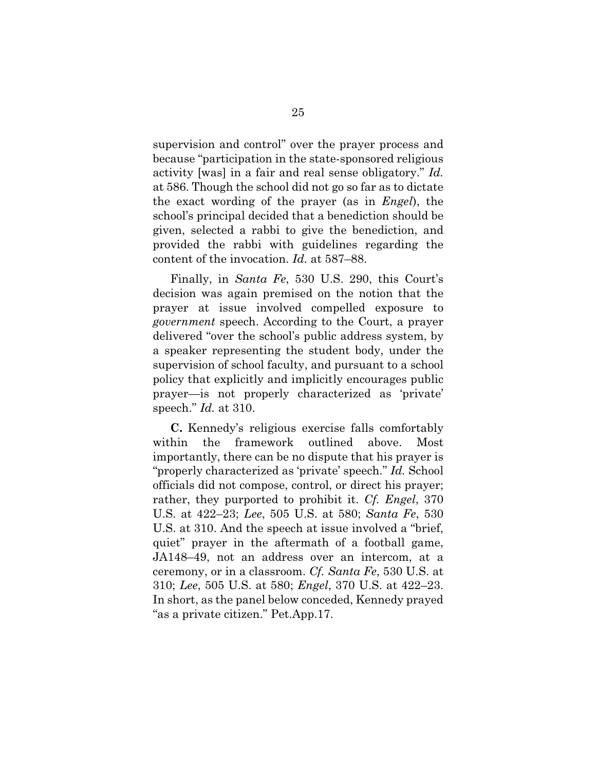supervision and control" over the prayer process and because "participation in the state-sponsored religious activity [was] in a fair and real sense obligatory." *Id.* at 586. Though the school did not go so far as to dictate the exact wording of the prayer (as in *Engel*), the school's principal decided that a benediction should be given, selected a rabbi to give the benediction, and provided the rabbi with guidelines regarding the content of the invocation. *Id.* at 587–88.

Finally, in *Santa Fe*, 530 U.S. 290, this Court's decision was again premised on the notion that the prayer at issue involved compelled exposure to *government* speech. According to the Court, a prayer delivered "over the school's public address system, by a speaker representing the student body, under the supervision of school faculty, and pursuant to a school policy that explicitly and implicitly encourages public prayer—is not properly characterized as 'private' speech." *Id.* at 310.

**C.** Kennedy's religious exercise falls comfortably within the framework outlined above. Most importantly, there can be no dispute that his prayer is "properly characterized as 'private' speech." *Id.* School officials did not compose, control, or direct his prayer; rather, they purported to prohibit it. *Cf. Engel*, 370 U.S. at 422–23; *Lee*, 505 U.S. at 580; *Santa Fe*, 530 U.S. at 310. And the speech at issue involved a "brief, quiet" prayer in the aftermath of a football game, JA148–49, not an address over an intercom, at a ceremony, or in a classroom. *Cf. Santa Fe*, 530 U.S. at 310; *Lee*, 505 U.S. at 580; *Engel*, 370 U.S. at 422–23. In short, as the panel below conceded, Kennedy prayed "as a private citizen." Pet.App.17.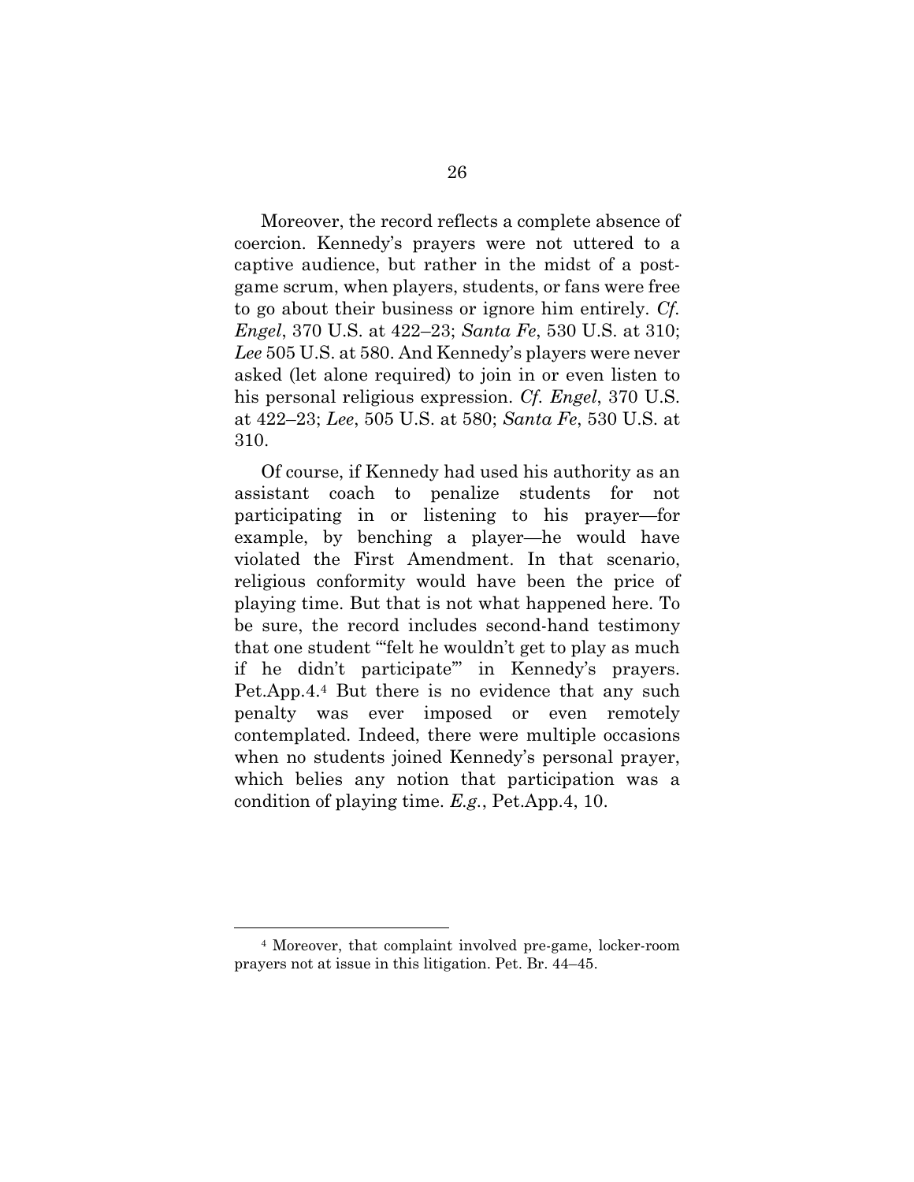Moreover, the record reflects a complete absence of coercion. Kennedy's prayers were not uttered to a captive audience, but rather in the midst of a post-game scrum, when players, students, or fans were free to go about their business or ignore him entirely. *Cf. Engel*, 370 U.S. at 422–23; *Santa Fe*, 530 U.S. at 310; *Lee* 505 U.S. at 580. And Kennedy's players were never asked (let alone required) to join in or even listen to his personal religious expression. *Cf. Engel*, 370 U.S. at 422–23; *Lee*, 505 U.S. at 580; *Santa Fe*, 530 U.S. at 310.

Of course, if Kennedy had used his authority as an assistant coach to penalize students for not participating in or listening to his prayer—for example, by benching a player—he would have violated the First Amendment. In that scenario, religious conformity would have been the price of playing time. But that is not what happened here. To be sure, the record includes second-hand testimony that one student "'felt he wouldn't get to play as much if he didn't participate'" in Kennedy's prayers. Pet.App.4.[4] But there is no evidence that any such penalty was ever imposed or even remotely contemplated. Indeed, there were multiple occasions when no students joined Kennedy's personal prayer, which belies any notion that participation was a condition of playing time. *E.g.*, Pet.App.4, 10.

---

[4] Moreover, that complaint involved pre-game, locker-room prayers not at issue in this litigation. Pet. Br. 44–45.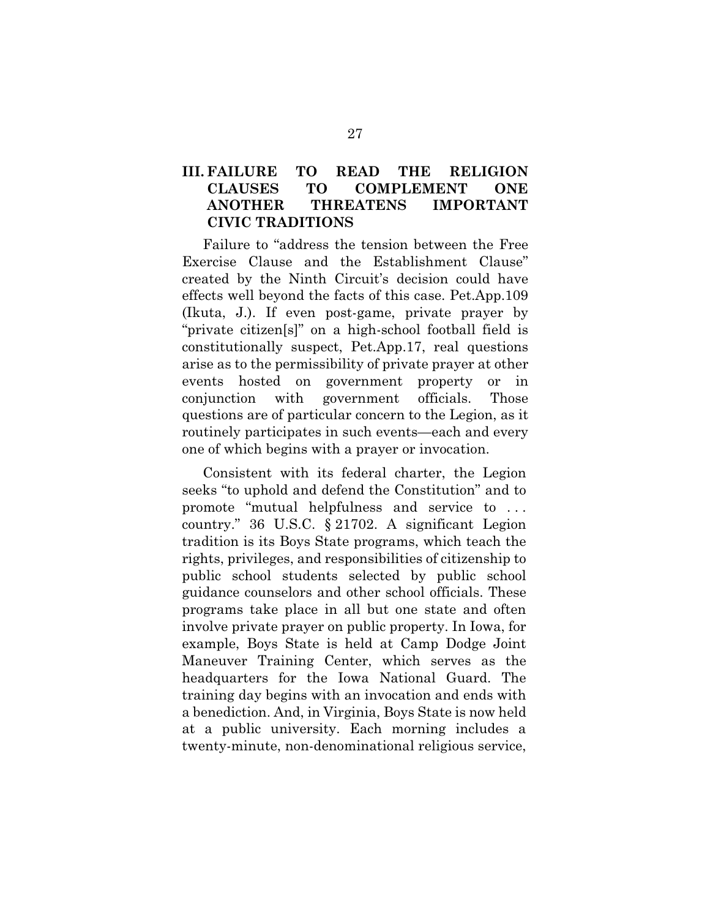## III. FAILURE TO READ THE RELIGION CLAUSES TO COMPLEMENT ONE ANOTHER THREATENS IMPORTANT CIVIC TRADITIONS

Failure to "address the tension between the Free Exercise Clause and the Establishment Clause" created by the Ninth Circuit's decision could have effects well beyond the facts of this case. Pet.App.109 (Ikuta, J.). If even post-game, private prayer by "private citizen[s]" on a high-school football field is constitutionally suspect, Pet.App.17, real questions arise as to the permissibility of private prayer at other events hosted on government property or in conjunction with government officials. Those questions are of particular concern to the Legion, as it routinely participates in such events—each and every one of which begins with a prayer or invocation.

Consistent with its federal charter, the Legion seeks "to uphold and defend the Constitution" and to promote "mutual helpfulness and service to . . . country." 36 U.S.C. § 21702. A significant Legion tradition is its Boys State programs, which teach the rights, privileges, and responsibilities of citizenship to public school students selected by public school guidance counselors and other school officials. These programs take place in all but one state and often involve private prayer on public property. In Iowa, for example, Boys State is held at Camp Dodge Joint Maneuver Training Center, which serves as the headquarters for the Iowa National Guard. The training day begins with an invocation and ends with a benediction. And, in Virginia, Boys State is now held at a public university. Each morning includes a twenty-minute, non-denominational religious service,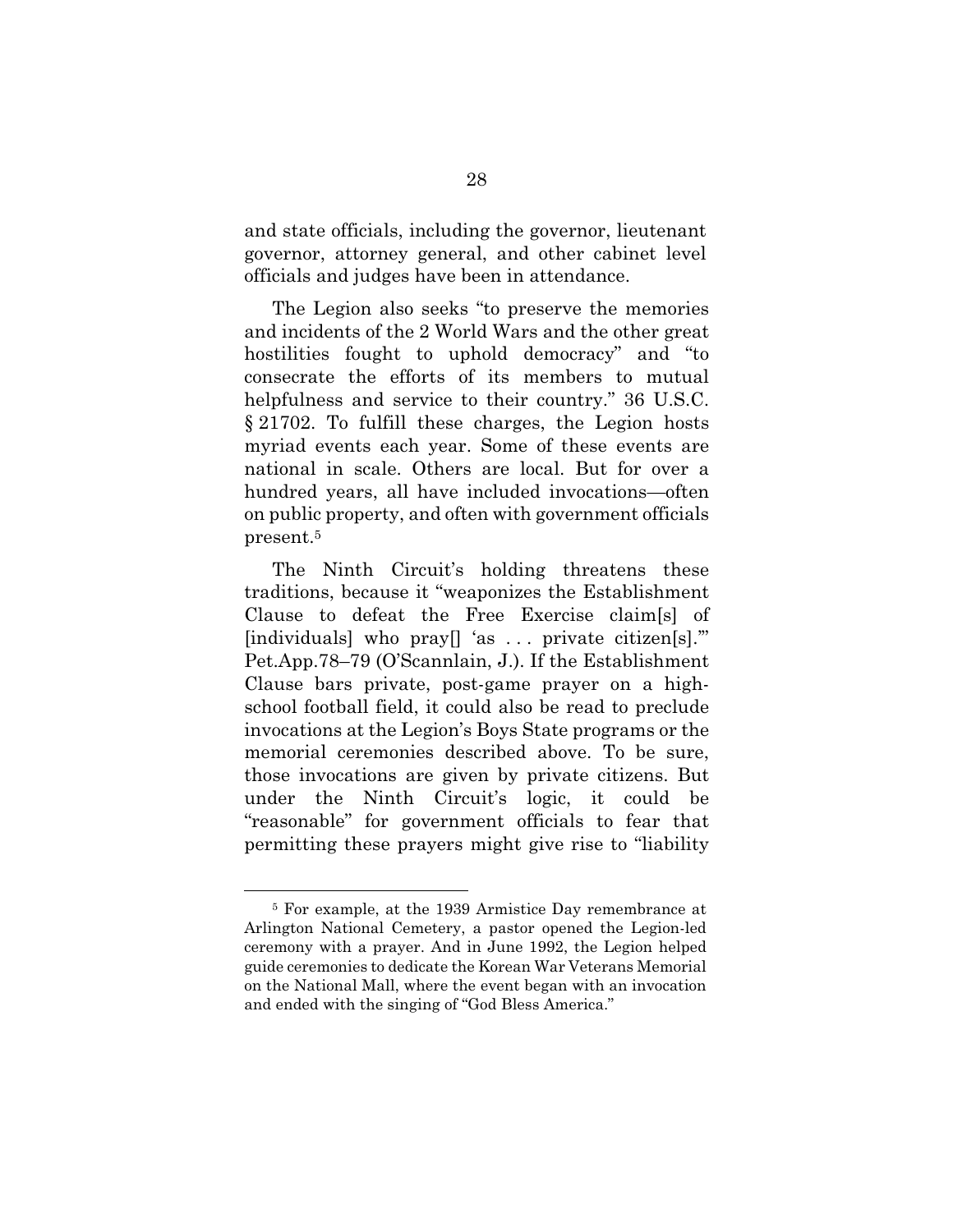and state officials, including the governor, lieutenant governor, attorney general, and other cabinet level officials and judges have been in attendance.

The Legion also seeks "to preserve the memories and incidents of the 2 World Wars and the other great hostilities fought to uphold democracy" and "to consecrate the efforts of its members to mutual helpfulness and service to their country." 36 U.S.C. § 21702. To fulfill these charges, the Legion hosts myriad events each year. Some of these events are national in scale. Others are local. But for over a hundred years, all have included invocations—often on public property, and often with government officials present.[5]

The Ninth Circuit's holding threatens these traditions, because it "weaponizes the Establishment Clause to defeat the Free Exercise claim[s] of [individuals] who pray[] 'as . . . private citizen[s].'" Pet.App.78–79 (O'Scannlain, J.). If the Establishment Clause bars private, post-game prayer on a high-school football field, it could also be read to preclude invocations at the Legion's Boys State programs or the memorial ceremonies described above. To be sure, those invocations are given by private citizens. But under the Ninth Circuit's logic, it could be "reasonable" for government officials to fear that permitting these prayers might give rise to "liability

---

[5] For example, at the 1939 Armistice Day remembrance at Arlington National Cemetery, a pastor opened the Legion-led ceremony with a prayer. And in June 1992, the Legion helped guide ceremonies to dedicate the Korean War Veterans Memorial on the National Mall, where the event began with an invocation and ended with the singing of "God Bless America."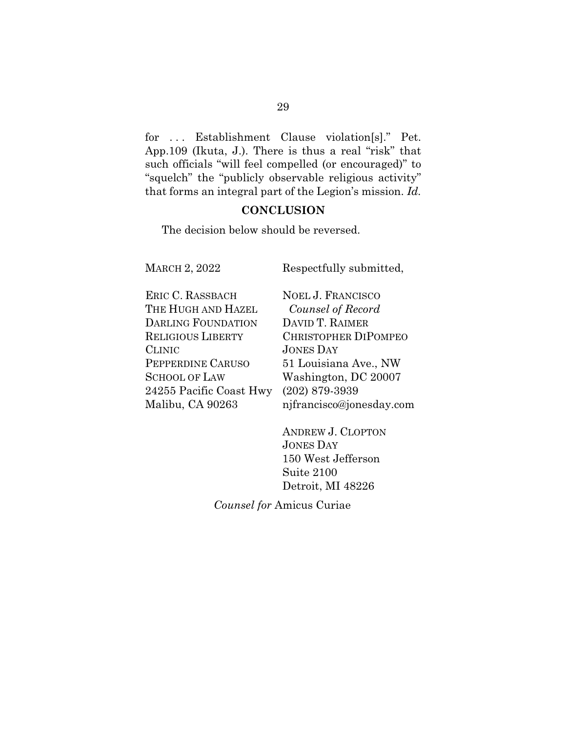for . . . Establishment Clause violation[s]." Pet. App.109 (Ikuta, J.). There is thus a real "risk" that such officials "will feel compelled (or encouraged)" to "squelch" the "publicly observable religious activity" that forms an integral part of the Legion's mission. *Id.*

## CONCLUSION

The decision below should be reversed.

MARCH 2, 2022

Respectfully submitted,

ERIC C. RASSBACH  
THE HUGH AND HAZEL DARLING FOUNDATION RELIGIOUS LIBERTY CLINIC  
PEPPERDINE CARUSO SCHOOL OF LAW  
24255 Pacific Coast Hwy  
Malibu, CA 90263

NOEL J. FRANCISCO  
*Counsel of Record*  
DAVID T. RAIMER  
CHRISTOPHER DIPOMPEO  
JONES DAY  
51 Louisiana Ave., NW  
Washington, DC 20007  
(202) 879-3939  
njfrancisco@jonesday.com

ANDREW J. CLOPTON  
JONES DAY  
150 West Jefferson  
Suite 2100  
Detroit, MI 48226

*Counsel for* Amicus Curiae